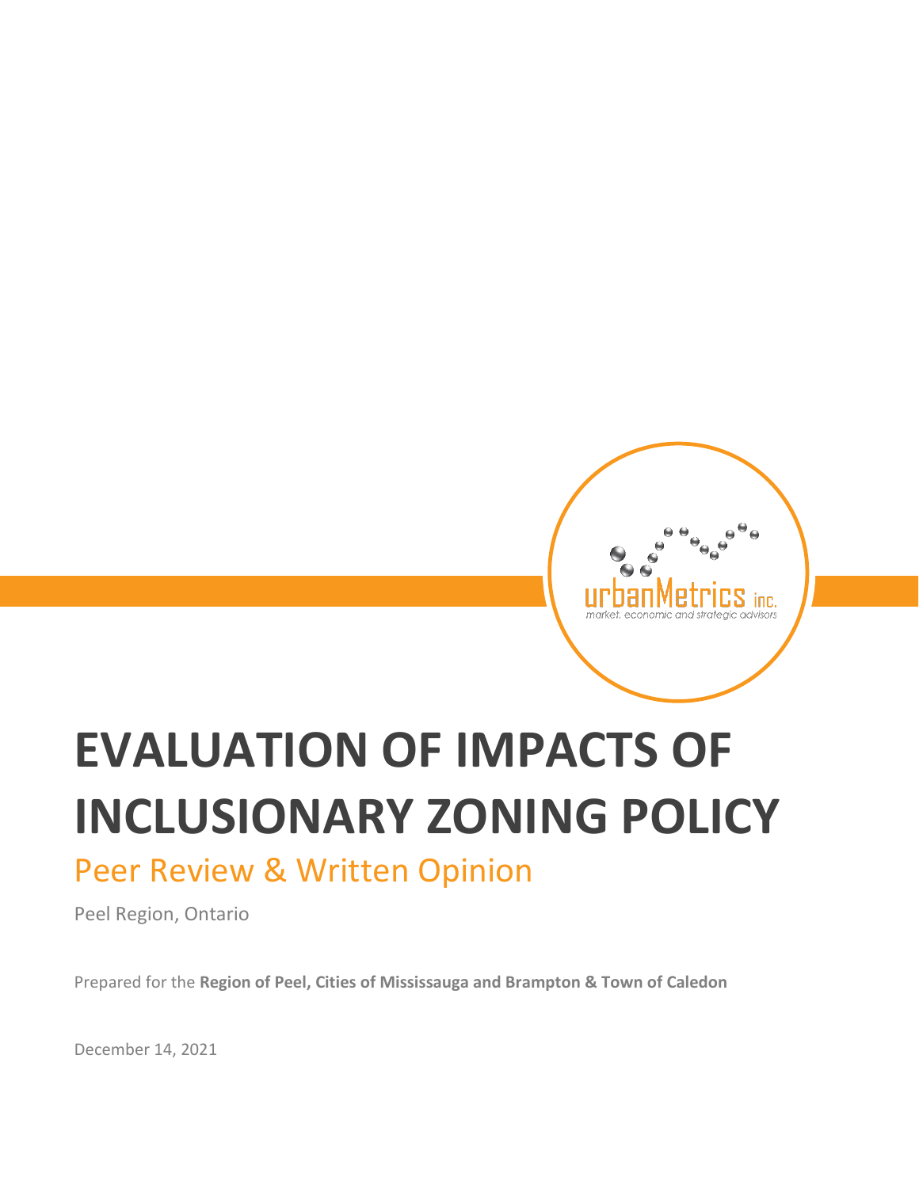urbanMetrics inc.
market, economic and strategic advisors

# EVALUATION OF IMPACTS OF INCLUSIONARY ZONING POLICY

## Peer Review & Written Opinion

Peel Region, Ontario

Prepared for the **Region of Peel, Cities of Mississauga and Brampton & Town of Caledon**

December 14, 2021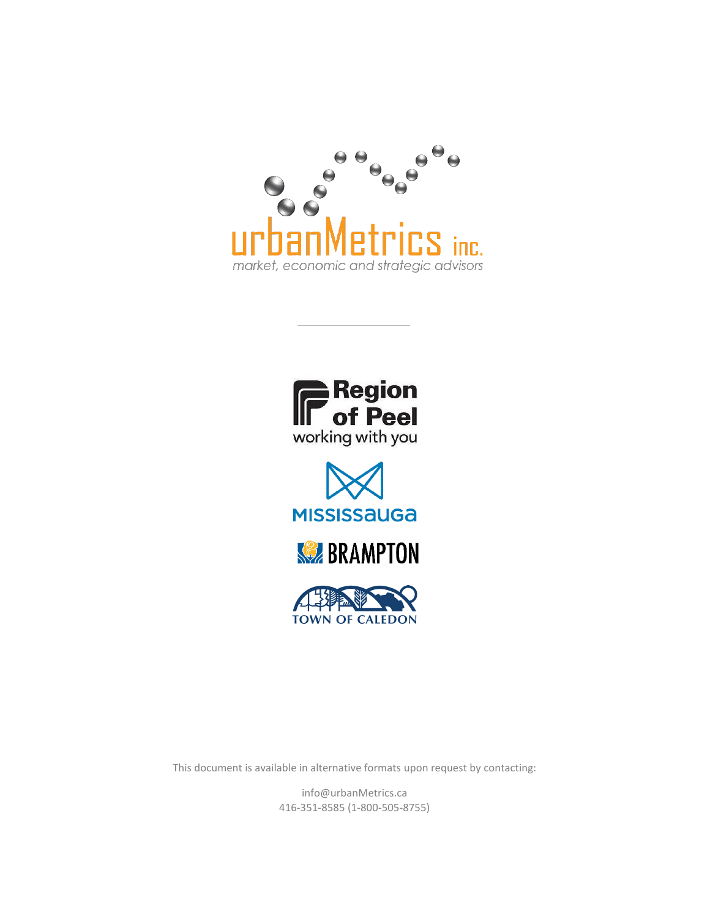urbanMetrics inc.

market, economic and strategic advisors

Region of Peel

working with you

MISSISSAUGA

BRAMPTON

TOWN OF CALEDON

This document is available in alternative formats upon request by contacting:

info@urbanMetrics.ca
416-351-8585 (1-800-505-8755)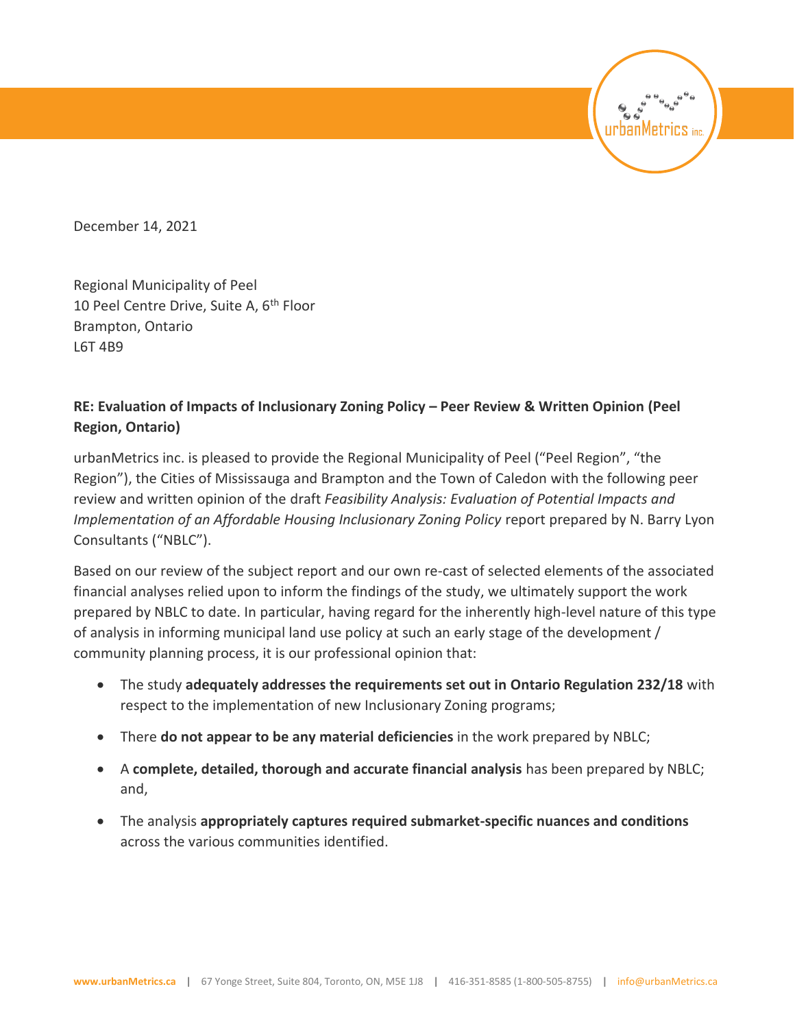December 14, 2021

Regional Municipality of Peel
10 Peel Centre Drive, Suite A, 6th Floor
Brampton, Ontario
L6T 4B9

**RE: Evaluation of Impacts of Inclusionary Zoning Policy – Peer Review & Written Opinion (Peel Region, Ontario)**

urbanMetrics inc. is pleased to provide the Regional Municipality of Peel ("Peel Region", "the Region"), the Cities of Mississauga and Brampton and the Town of Caledon with the following peer review and written opinion of the draft *Feasibility Analysis: Evaluation of Potential Impacts and Implementation of an Affordable Housing Inclusionary Zoning Policy* report prepared by N. Barry Lyon Consultants ("NBLC").

Based on our review of the subject report and our own re-cast of selected elements of the associated financial analyses relied upon to inform the findings of the study, we ultimately support the work prepared by NBLC to date. In particular, having regard for the inherently high-level nature of this type of analysis in informing municipal land use policy at such an early stage of the development / community planning process, it is our professional opinion that:

- The study **adequately addresses the requirements set out in Ontario Regulation 232/18** with respect to the implementation of new Inclusionary Zoning programs;
- There **do not appear to be any material deficiencies** in the work prepared by NBLC;
- A **complete, detailed, thorough and accurate financial analysis** has been prepared by NBLC; and,
- The analysis **appropriately captures required submarket-specific nuances and conditions** across the various communities identified.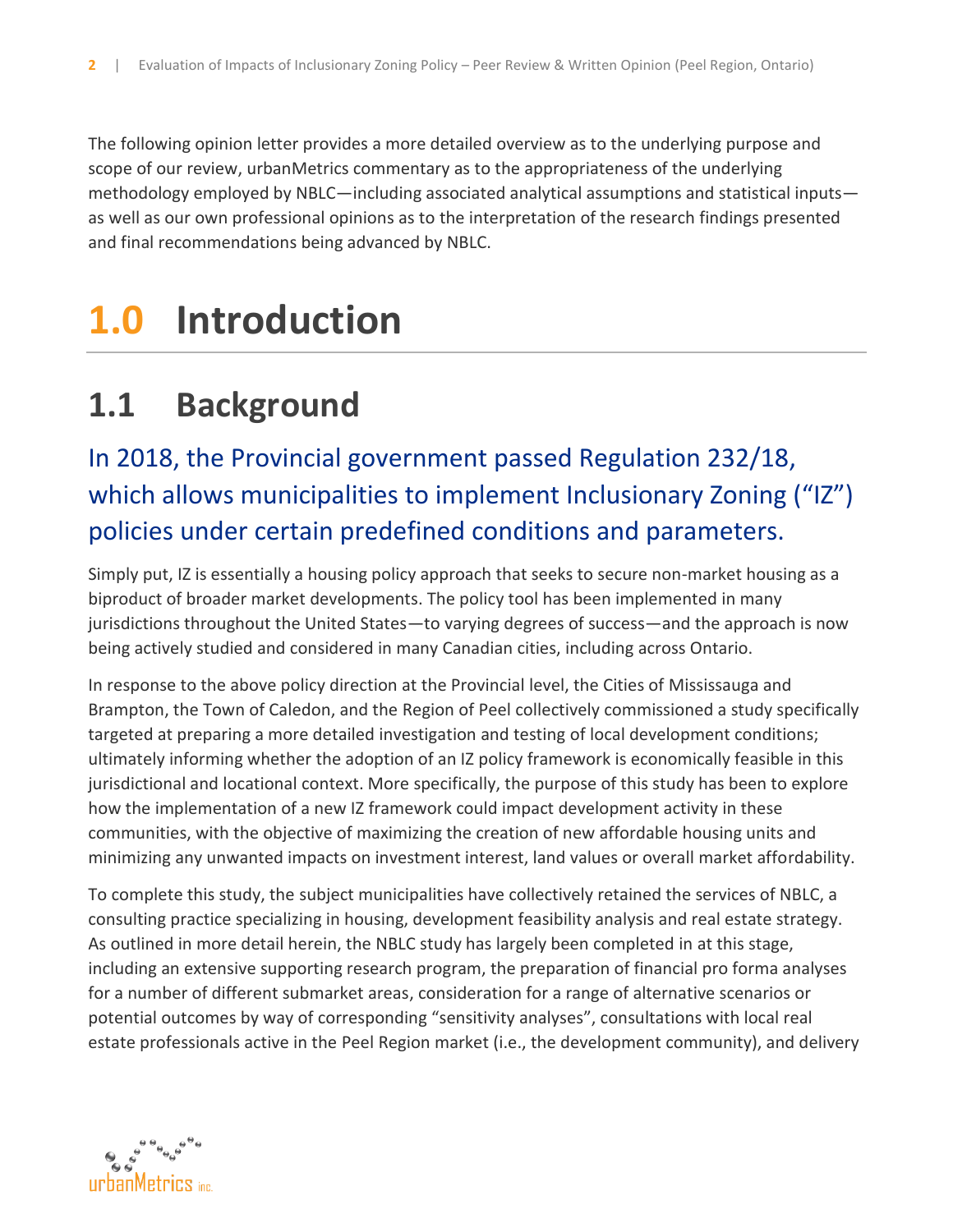The following opinion letter provides a more detailed overview as to the underlying purpose and scope of our review, urbanMetrics commentary as to the appropriateness of the underlying methodology employed by NBLC—including associated analytical assumptions and statistical inputs—as well as our own professional opinions as to the interpretation of the research findings presented and final recommendations being advanced by NBLC.

# 1.0 Introduction

## 1.1 Background

### In 2018, the Provincial government passed Regulation 232/18, which allows municipalities to implement Inclusionary Zoning ("IZ") policies under certain predefined conditions and parameters.

Simply put, IZ is essentially a housing policy approach that seeks to secure non-market housing as a biproduct of broader market developments. The policy tool has been implemented in many jurisdictions throughout the United States—to varying degrees of success—and the approach is now being actively studied and considered in many Canadian cities, including across Ontario.

In response to the above policy direction at the Provincial level, the Cities of Mississauga and Brampton, the Town of Caledon, and the Region of Peel collectively commissioned a study specifically targeted at preparing a more detailed investigation and testing of local development conditions; ultimately informing whether the adoption of an IZ policy framework is economically feasible in this jurisdictional and locational context. More specifically, the purpose of this study has been to explore how the implementation of a new IZ framework could impact development activity in these communities, with the objective of maximizing the creation of new affordable housing units and minimizing any unwanted impacts on investment interest, land values or overall market affordability.

To complete this study, the subject municipalities have collectively retained the services of NBLC, a consulting practice specializing in housing, development feasibility analysis and real estate strategy. As outlined in more detail herein, the NBLC study has largely been completed in at this stage, including an extensive supporting research program, the preparation of financial pro forma analyses for a number of different submarket areas, consideration for a range of alternative scenarios or potential outcomes by way of corresponding "sensitivity analyses", consultations with local real estate professionals active in the Peel Region market (i.e., the development community), and delivery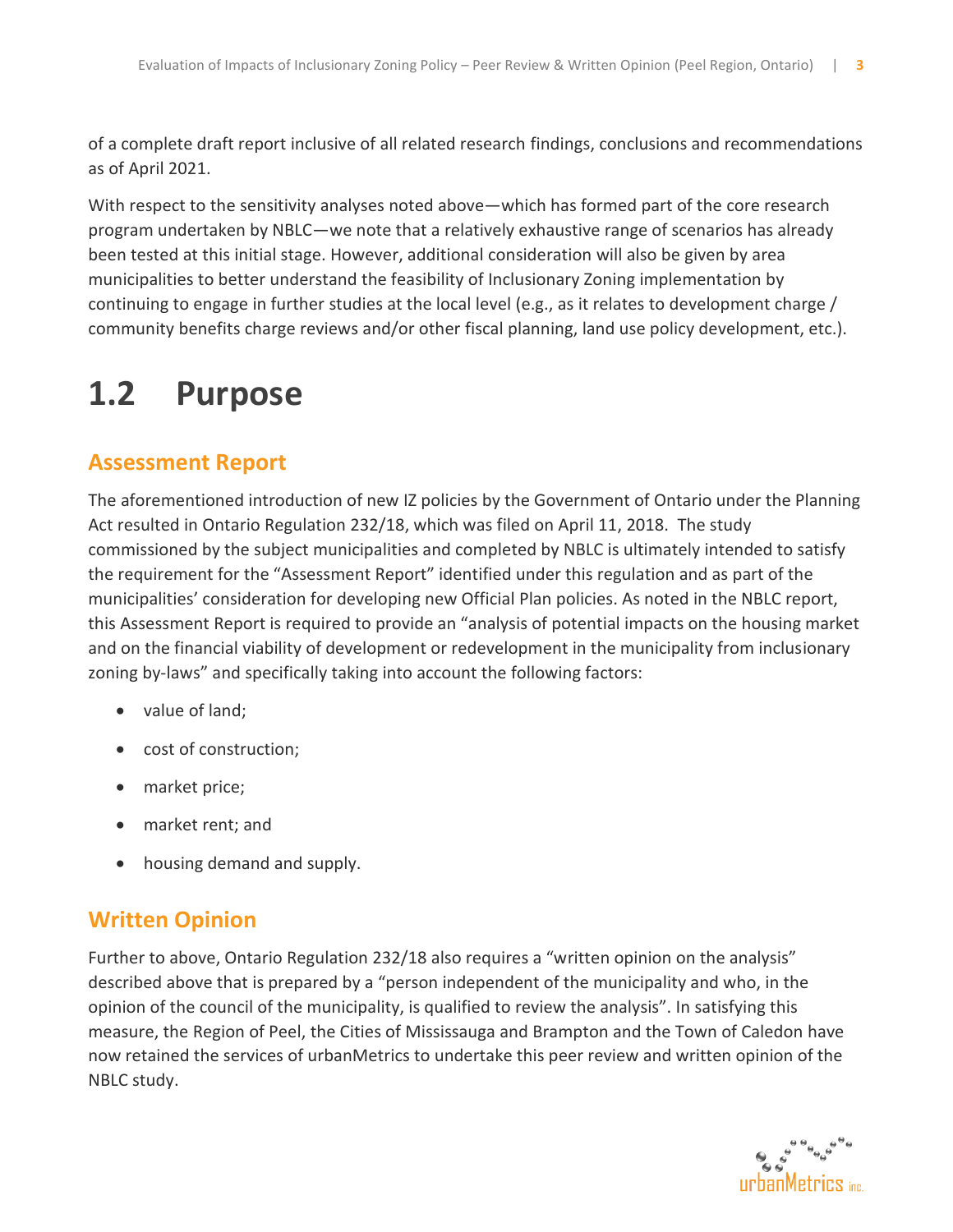of a complete draft report inclusive of all related research findings, conclusions and recommendations as of April 2021.

With respect to the sensitivity analyses noted above—which has formed part of the core research program undertaken by NBLC—we note that a relatively exhaustive range of scenarios has already been tested at this initial stage. However, additional consideration will also be given by area municipalities to better understand the feasibility of Inclusionary Zoning implementation by continuing to engage in further studies at the local level (e.g., as it relates to development charge / community benefits charge reviews and/or other fiscal planning, land use policy development, etc.).

# 1.2 Purpose

## Assessment Report

The aforementioned introduction of new IZ policies by the Government of Ontario under the Planning Act resulted in Ontario Regulation 232/18, which was filed on April 11, 2018. The study commissioned by the subject municipalities and completed by NBLC is ultimately intended to satisfy the requirement for the "Assessment Report" identified under this regulation and as part of the municipalities' consideration for developing new Official Plan policies. As noted in the NBLC report, this Assessment Report is required to provide an "analysis of potential impacts on the housing market and on the financial viability of development or redevelopment in the municipality from inclusionary zoning by-laws" and specifically taking into account the following factors:

- value of land;
- cost of construction;
- market price;
- market rent; and
- housing demand and supply.

## Written Opinion

Further to above, Ontario Regulation 232/18 also requires a "written opinion on the analysis" described above that is prepared by a "person independent of the municipality and who, in the opinion of the council of the municipality, is qualified to review the analysis". In satisfying this measure, the Region of Peel, the Cities of Mississauga and Brampton and the Town of Caledon have now retained the services of urbanMetrics to undertake this peer review and written opinion of the NBLC study.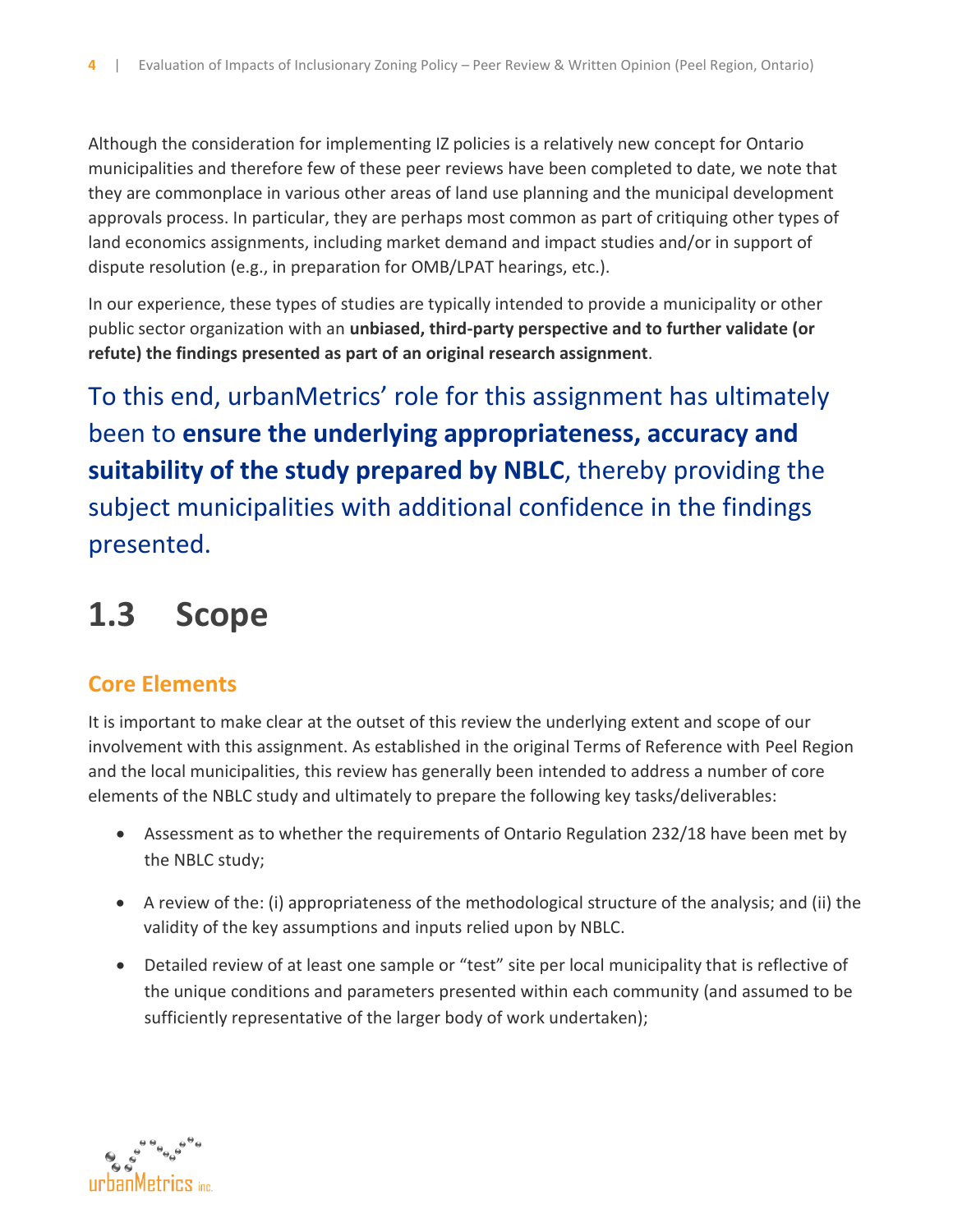Although the consideration for implementing IZ policies is a relatively new concept for Ontario municipalities and therefore few of these peer reviews have been completed to date, we note that they are commonplace in various other areas of land use planning and the municipal development approvals process. In particular, they are perhaps most common as part of critiquing other types of land economics assignments, including market demand and impact studies and/or in support of dispute resolution (e.g., in preparation for OMB/LPAT hearings, etc.).

In our experience, these types of studies are typically intended to provide a municipality or other public sector organization with an **unbiased, third-party perspective and to further validate (or refute) the findings presented as part of an original research assignment**.

To this end, urbanMetrics' role for this assignment has ultimately been to **ensure the underlying appropriateness, accuracy and suitability of the study prepared by NBLC**, thereby providing the subject municipalities with additional confidence in the findings presented.

## 1.3 Scope

### Core Elements

It is important to make clear at the outset of this review the underlying extent and scope of our involvement with this assignment. As established in the original Terms of Reference with Peel Region and the local municipalities, this review has generally been intended to address a number of core elements of the NBLC study and ultimately to prepare the following key tasks/deliverables:

- Assessment as to whether the requirements of Ontario Regulation 232/18 have been met by the NBLC study;
- A review of the: (i) appropriateness of the methodological structure of the analysis; and (ii) the validity of the key assumptions and inputs relied upon by NBLC.
- Detailed review of at least one sample or "test" site per local municipality that is reflective of the unique conditions and parameters presented within each community (and assumed to be sufficiently representative of the larger body of work undertaken);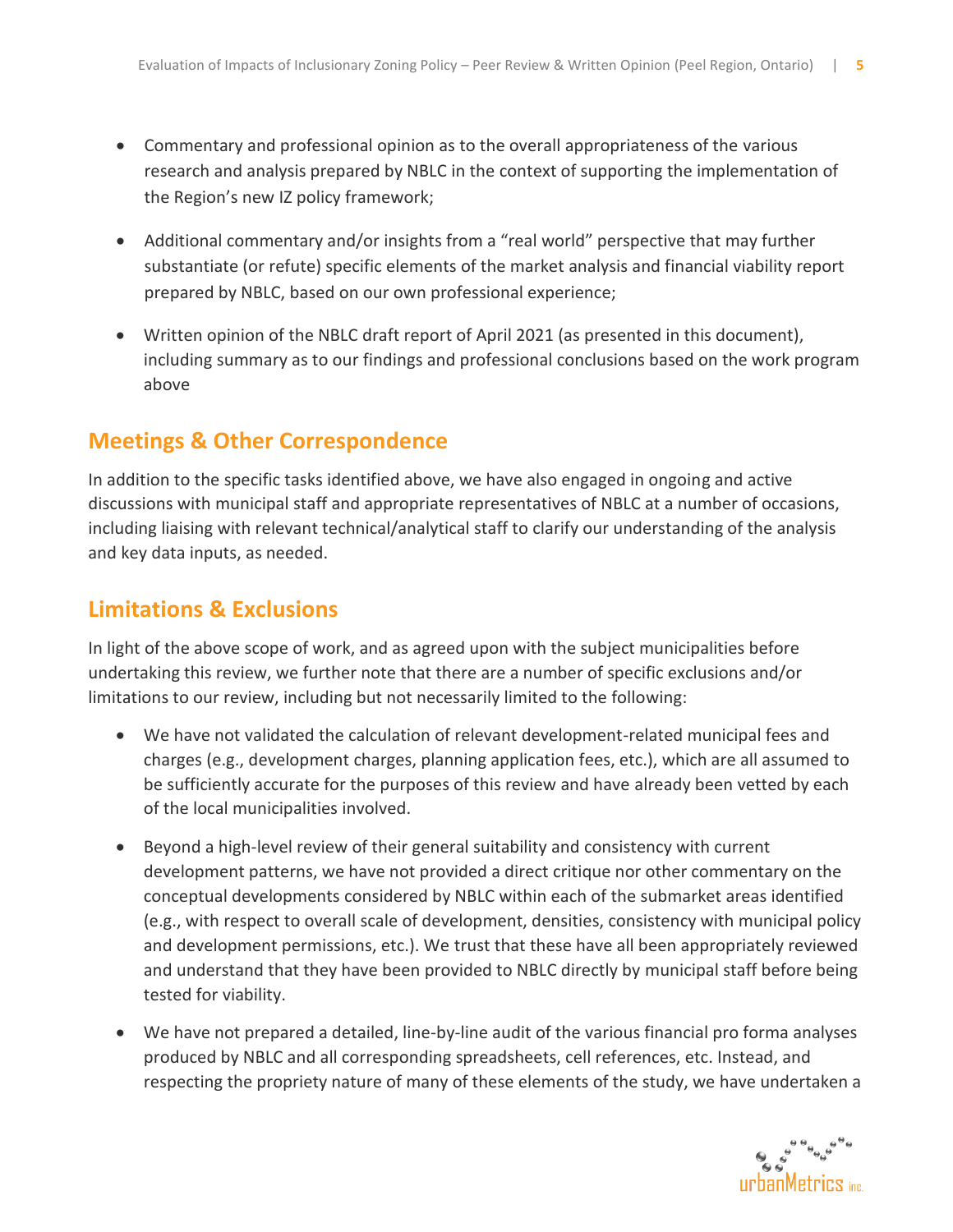- Commentary and professional opinion as to the overall appropriateness of the various research and analysis prepared by NBLC in the context of supporting the implementation of the Region's new IZ policy framework;
- Additional commentary and/or insights from a "real world" perspective that may further substantiate (or refute) specific elements of the market analysis and financial viability report prepared by NBLC, based on our own professional experience;
- Written opinion of the NBLC draft report of April 2021 (as presented in this document), including summary as to our findings and professional conclusions based on the work program above

## Meetings & Other Correspondence

In addition to the specific tasks identified above, we have also engaged in ongoing and active discussions with municipal staff and appropriate representatives of NBLC at a number of occasions, including liaising with relevant technical/analytical staff to clarify our understanding of the analysis and key data inputs, as needed.

## Limitations & Exclusions

In light of the above scope of work, and as agreed upon with the subject municipalities before undertaking this review, we further note that there are a number of specific exclusions and/or limitations to our review, including but not necessarily limited to the following:

- We have not validated the calculation of relevant development-related municipal fees and charges (e.g., development charges, planning application fees, etc.), which are all assumed to be sufficiently accurate for the purposes of this review and have already been vetted by each of the local municipalities involved.
- Beyond a high-level review of their general suitability and consistency with current development patterns, we have not provided a direct critique nor other commentary on the conceptual developments considered by NBLC within each of the submarket areas identified (e.g., with respect to overall scale of development, densities, consistency with municipal policy and development permissions, etc.). We trust that these have all been appropriately reviewed and understand that they have been provided to NBLC directly by municipal staff before being tested for viability.
- We have not prepared a detailed, line-by-line audit of the various financial pro forma analyses produced by NBLC and all corresponding spreadsheets, cell references, etc. Instead, and respecting the propriety nature of many of these elements of the study, we have undertaken a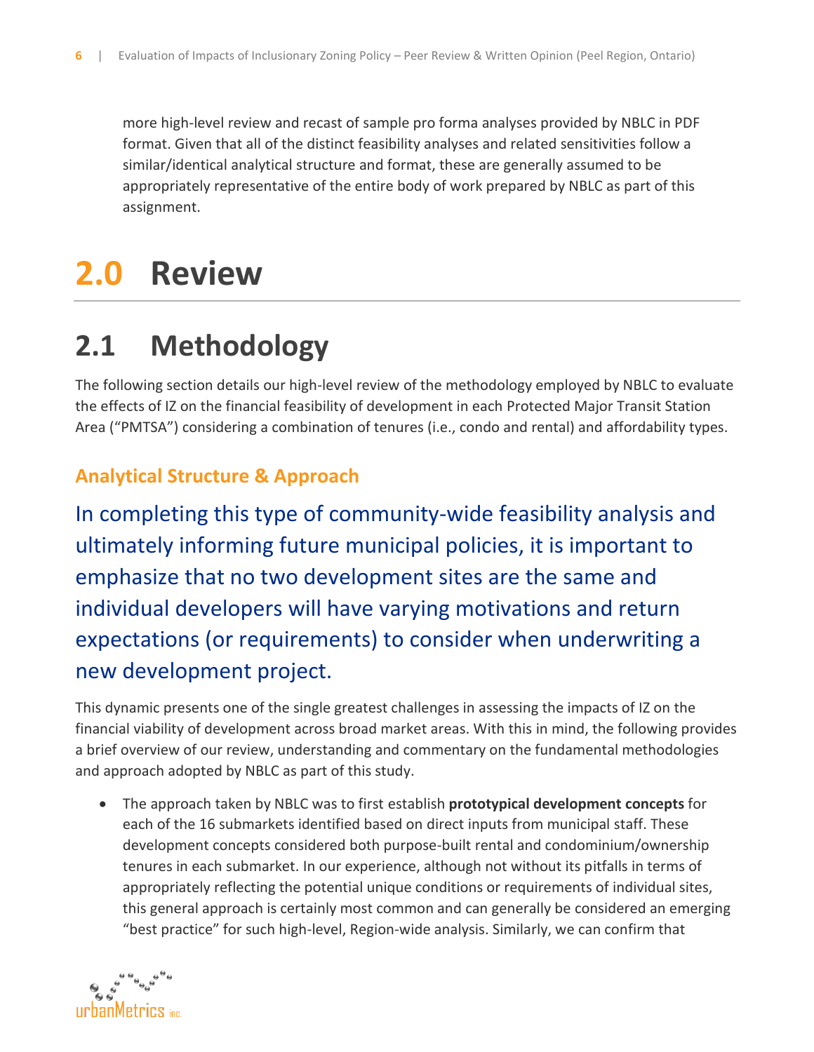more high-level review and recast of sample pro forma analyses provided by NBLC in PDF format. Given that all of the distinct feasibility analyses and related sensitivities follow a similar/identical analytical structure and format, these are generally assumed to be appropriately representative of the entire body of work prepared by NBLC as part of this assignment.

# 2.0 Review

## 2.1 Methodology

The following section details our high-level review of the methodology employed by NBLC to evaluate the effects of IZ on the financial feasibility of development in each Protected Major Transit Station Area ("PMTSA") considering a combination of tenures (i.e., condo and rental) and affordability types.

### Analytical Structure & Approach

In completing this type of community-wide feasibility analysis and ultimately informing future municipal policies, it is important to emphasize that no two development sites are the same and individual developers will have varying motivations and return expectations (or requirements) to consider when underwriting a new development project.

This dynamic presents one of the single greatest challenges in assessing the impacts of IZ on the financial viability of development across broad market areas. With this in mind, the following provides a brief overview of our review, understanding and commentary on the fundamental methodologies and approach adopted by NBLC as part of this study.

- The approach taken by NBLC was to first establish **prototypical development concepts** for each of the 16 submarkets identified based on direct inputs from municipal staff. These development concepts considered both purpose-built rental and condominium/ownership tenures in each submarket. In our experience, although not without its pitfalls in terms of appropriately reflecting the potential unique conditions or requirements of individual sites, this general approach is certainly most common and can generally be considered an emerging "best practice" for such high-level, Region-wide analysis. Similarly, we can confirm that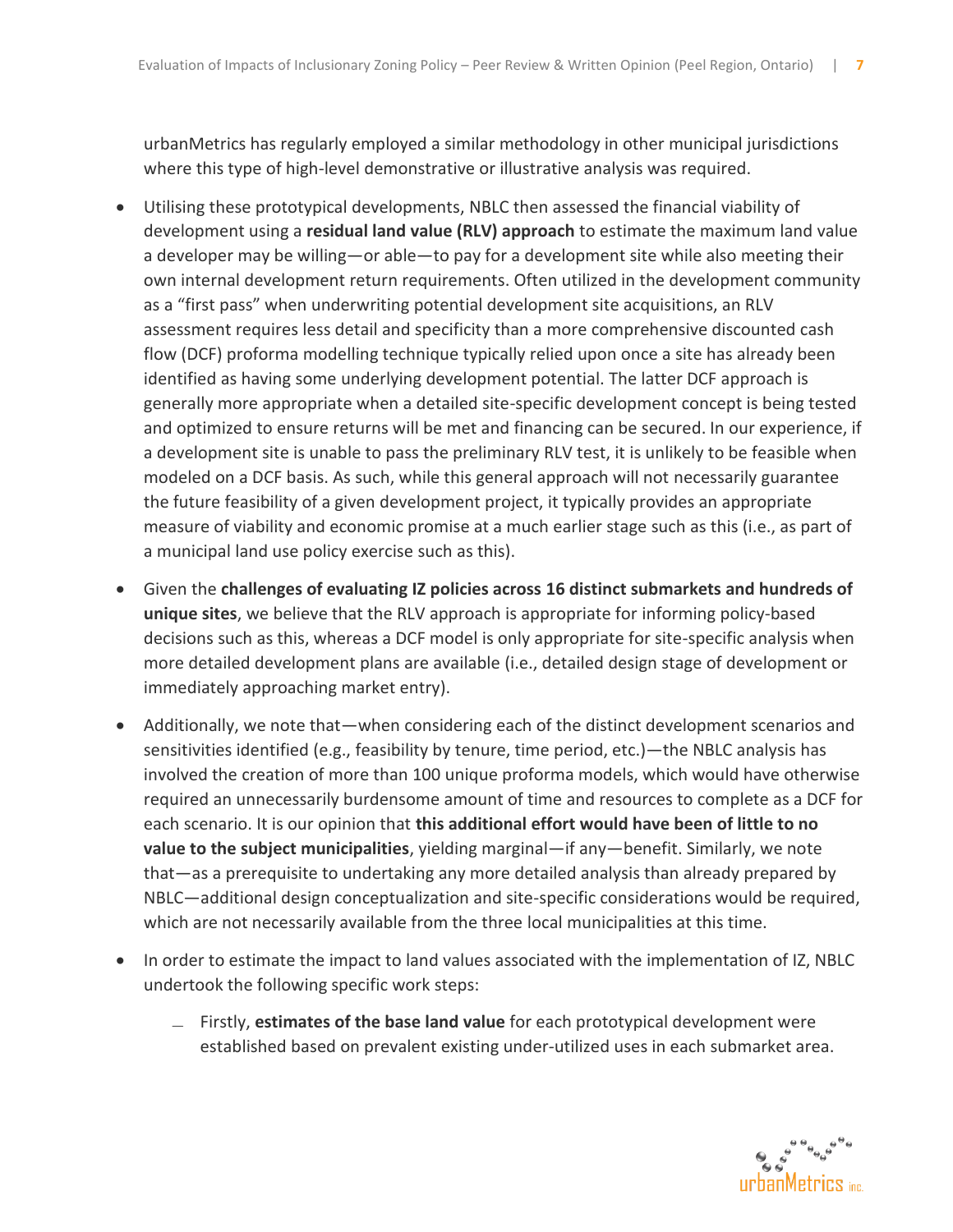urbanMetrics has regularly employed a similar methodology in other municipal jurisdictions where this type of high-level demonstrative or illustrative analysis was required.

- Utilising these prototypical developments, NBLC then assessed the financial viability of development using a **residual land value (RLV) approach** to estimate the maximum land value a developer may be willing—or able—to pay for a development site while also meeting their own internal development return requirements. Often utilized in the development community as a "first pass" when underwriting potential development site acquisitions, an RLV assessment requires less detail and specificity than a more comprehensive discounted cash flow (DCF) proforma modelling technique typically relied upon once a site has already been identified as having some underlying development potential. The latter DCF approach is generally more appropriate when a detailed site-specific development concept is being tested and optimized to ensure returns will be met and financing can be secured. In our experience, if a development site is unable to pass the preliminary RLV test, it is unlikely to be feasible when modeled on a DCF basis. As such, while this general approach will not necessarily guarantee the future feasibility of a given development project, it typically provides an appropriate measure of viability and economic promise at a much earlier stage such as this (i.e., as part of a municipal land use policy exercise such as this).
- Given the **challenges of evaluating IZ policies across 16 distinct submarkets and hundreds of unique sites**, we believe that the RLV approach is appropriate for informing policy-based decisions such as this, whereas a DCF model is only appropriate for site-specific analysis when more detailed development plans are available (i.e., detailed design stage of development or immediately approaching market entry).
- Additionally, we note that—when considering each of the distinct development scenarios and sensitivities identified (e.g., feasibility by tenure, time period, etc.)—the NBLC analysis has involved the creation of more than 100 unique proforma models, which would have otherwise required an unnecessarily burdensome amount of time and resources to complete as a DCF for each scenario. It is our opinion that **this additional effort would have been of little to no value to the subject municipalities**, yielding marginal—if any—benefit. Similarly, we note that—as a prerequisite to undertaking any more detailed analysis than already prepared by NBLC—additional design conceptualization and site-specific considerations would be required, which are not necessarily available from the three local municipalities at this time.
- In order to estimate the impact to land values associated with the implementation of IZ, NBLC undertook the following specific work steps:
  - Firstly, **estimates of the base land value** for each prototypical development were established based on prevalent existing under-utilized uses in each submarket area.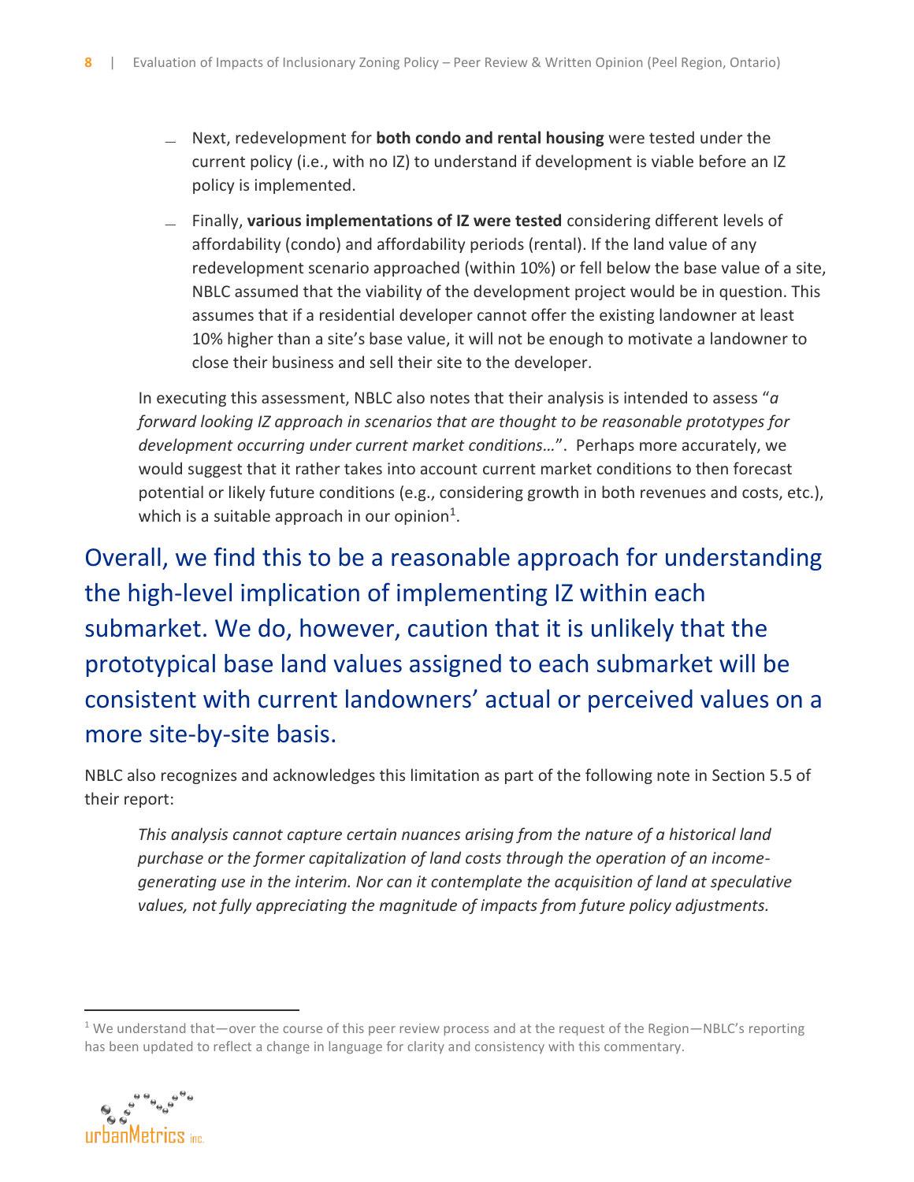- Next, redevelopment for **both condo and rental housing** were tested under the current policy (i.e., with no IZ) to understand if development is viable before an IZ policy is implemented.
- Finally, **various implementations of IZ were tested** considering different levels of affordability (condo) and affordability periods (rental). If the land value of any redevelopment scenario approached (within 10%) or fell below the base value of a site, NBLC assumed that the viability of the development project would be in question. This assumes that if a residential developer cannot offer the existing landowner at least 10% higher than a site's base value, it will not be enough to motivate a landowner to close their business and sell their site to the developer.

In executing this assessment, NBLC also notes that their analysis is intended to assess "*a forward looking IZ approach in scenarios that are thought to be reasonable prototypes for development occurring under current market conditions…*". Perhaps more accurately, we would suggest that it rather takes into account current market conditions to then forecast potential or likely future conditions (e.g., considering growth in both revenues and costs, etc.), which is a suitable approach in our opinion[1].

Overall, we find this to be a reasonable approach for understanding the high-level implication of implementing IZ within each submarket. We do, however, caution that it is unlikely that the prototypical base land values assigned to each submarket will be consistent with current landowners' actual or perceived values on a more site-by-site basis.

NBLC also recognizes and acknowledges this limitation as part of the following note in Section 5.5 of their report:

> *This analysis cannot capture certain nuances arising from the nature of a historical land purchase or the former capitalization of land costs through the operation of an income-generating use in the interim. Nor can it contemplate the acquisition of land at speculative values, not fully appreciating the magnitude of impacts from future policy adjustments.*

[1] We understand that—over the course of this peer review process and at the request of the Region—NBLC's reporting has been updated to reflect a change in language for clarity and consistency with this commentary.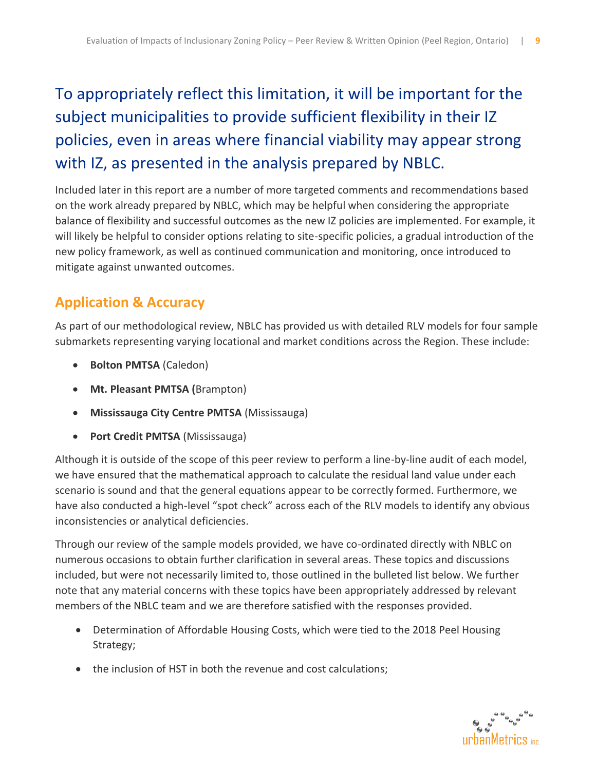To appropriately reflect this limitation, it will be important for the subject municipalities to provide sufficient flexibility in their IZ policies, even in areas where financial viability may appear strong with IZ, as presented in the analysis prepared by NBLC.

Included later in this report are a number of more targeted comments and recommendations based on the work already prepared by NBLC, which may be helpful when considering the appropriate balance of flexibility and successful outcomes as the new IZ policies are implemented. For example, it will likely be helpful to consider options relating to site-specific policies, a gradual introduction of the new policy framework, as well as continued communication and monitoring, once introduced to mitigate against unwanted outcomes.

## Application & Accuracy

As part of our methodological review, NBLC has provided us with detailed RLV models for four sample submarkets representing varying locational and market conditions across the Region. These include:

- **Bolton PMTSA** (Caledon)
- **Mt. Pleasant PMTSA (**Brampton)
- **Mississauga City Centre PMTSA** (Mississauga)
- **Port Credit PMTSA** (Mississauga)

Although it is outside of the scope of this peer review to perform a line-by-line audit of each model, we have ensured that the mathematical approach to calculate the residual land value under each scenario is sound and that the general equations appear to be correctly formed. Furthermore, we have also conducted a high-level "spot check" across each of the RLV models to identify any obvious inconsistencies or analytical deficiencies.

Through our review of the sample models provided, we have co-ordinated directly with NBLC on numerous occasions to obtain further clarification in several areas. These topics and discussions included, but were not necessarily limited to, those outlined in the bulleted list below. We further note that any material concerns with these topics have been appropriately addressed by relevant members of the NBLC team and we are therefore satisfied with the responses provided.

- Determination of Affordable Housing Costs, which were tied to the 2018 Peel Housing Strategy;
- the inclusion of HST in both the revenue and cost calculations;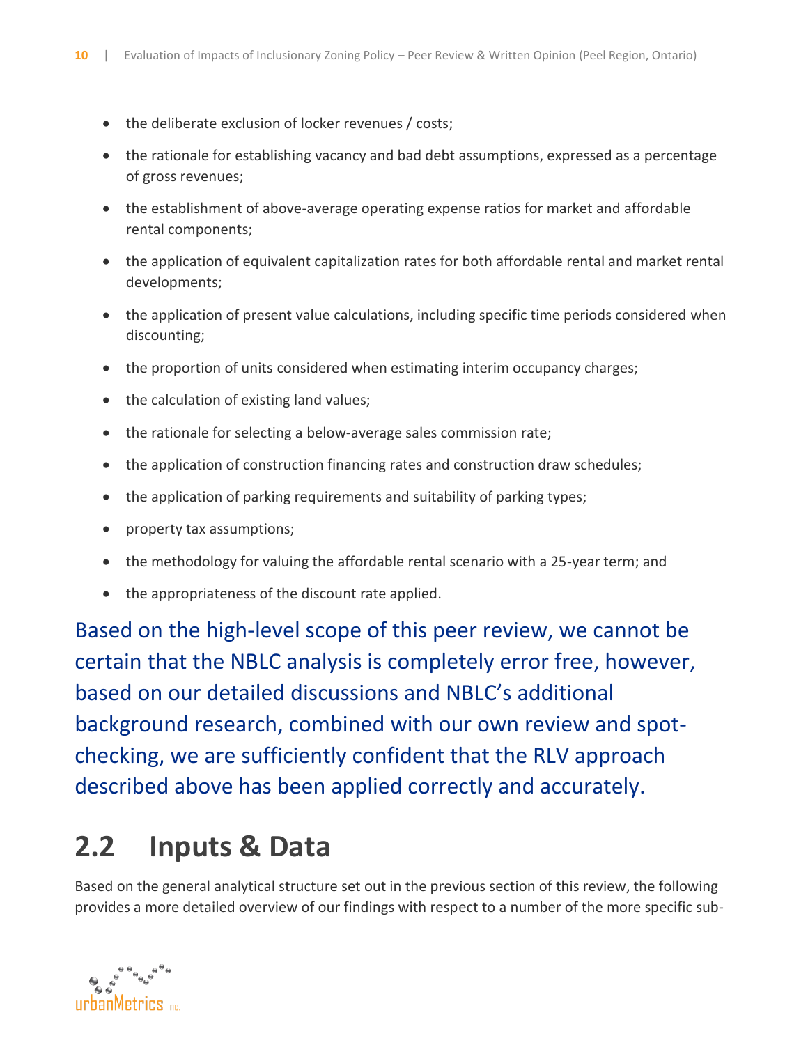- the deliberate exclusion of locker revenues / costs;
- the rationale for establishing vacancy and bad debt assumptions, expressed as a percentage of gross revenues;
- the establishment of above-average operating expense ratios for market and affordable rental components;
- the application of equivalent capitalization rates for both affordable rental and market rental developments;
- the application of present value calculations, including specific time periods considered when discounting;
- the proportion of units considered when estimating interim occupancy charges;
- the calculation of existing land values;
- the rationale for selecting a below-average sales commission rate;
- the application of construction financing rates and construction draw schedules;
- the application of parking requirements and suitability of parking types;
- property tax assumptions;
- the methodology for valuing the affordable rental scenario with a 25-year term; and
- the appropriateness of the discount rate applied.

Based on the high-level scope of this peer review, we cannot be certain that the NBLC analysis is completely error free, however, based on our detailed discussions and NBLC's additional background research, combined with our own review and spot-checking, we are sufficiently confident that the RLV approach described above has been applied correctly and accurately.

## 2.2 Inputs & Data

Based on the general analytical structure set out in the previous section of this review, the following provides a more detailed overview of our findings with respect to a number of the more specific sub-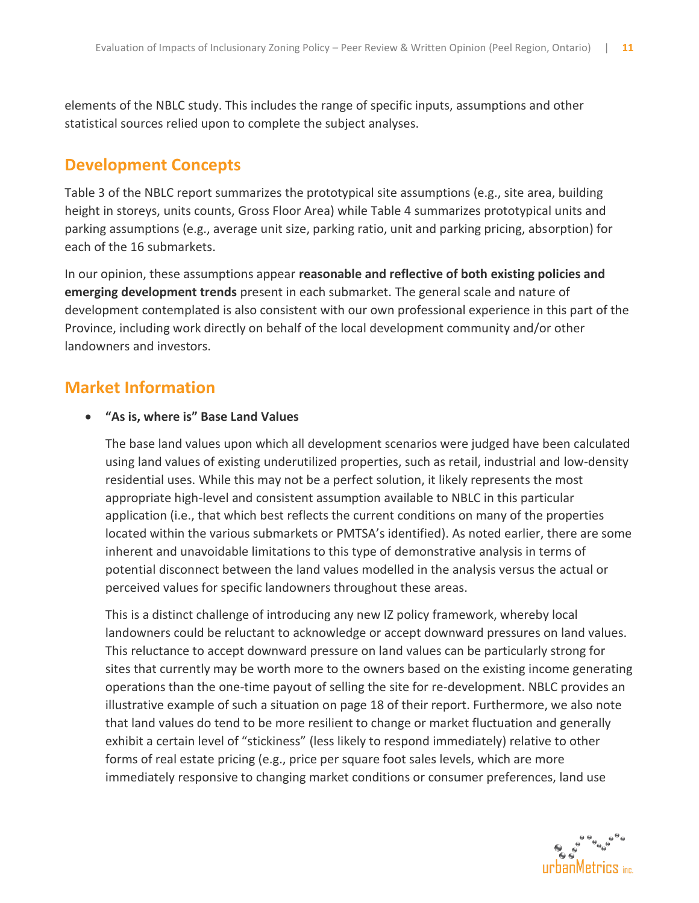elements of the NBLC study. This includes the range of specific inputs, assumptions and other statistical sources relied upon to complete the subject analyses.

## Development Concepts

Table 3 of the NBLC report summarizes the prototypical site assumptions (e.g., site area, building height in storeys, units counts, Gross Floor Area) while Table 4 summarizes prototypical units and parking assumptions (e.g., average unit size, parking ratio, unit and parking pricing, absorption) for each of the 16 submarkets.

In our opinion, these assumptions appear **reasonable and reflective of both existing policies and emerging development trends** present in each submarket. The general scale and nature of development contemplated is also consistent with our own professional experience in this part of the Province, including work directly on behalf of the local development community and/or other landowners and investors.

## Market Information

- **"As is, where is" Base Land Values**

  The base land values upon which all development scenarios were judged have been calculated using land values of existing underutilized properties, such as retail, industrial and low-density residential uses. While this may not be a perfect solution, it likely represents the most appropriate high-level and consistent assumption available to NBLC in this particular application (i.e., that which best reflects the current conditions on many of the properties located within the various submarkets or PMTSA's identified). As noted earlier, there are some inherent and unavoidable limitations to this type of demonstrative analysis in terms of potential disconnect between the land values modelled in the analysis versus the actual or perceived values for specific landowners throughout these areas.

  This is a distinct challenge of introducing any new IZ policy framework, whereby local landowners could be reluctant to acknowledge or accept downward pressures on land values. This reluctance to accept downward pressure on land values can be particularly strong for sites that currently may be worth more to the owners based on the existing income generating operations than the one-time payout of selling the site for re-development. NBLC provides an illustrative example of such a situation on page 18 of their report. Furthermore, we also note that land values do tend to be more resilient to change or market fluctuation and generally exhibit a certain level of "stickiness" (less likely to respond immediately) relative to other forms of real estate pricing (e.g., price per square foot sales levels, which are more immediately responsive to changing market conditions or consumer preferences, land use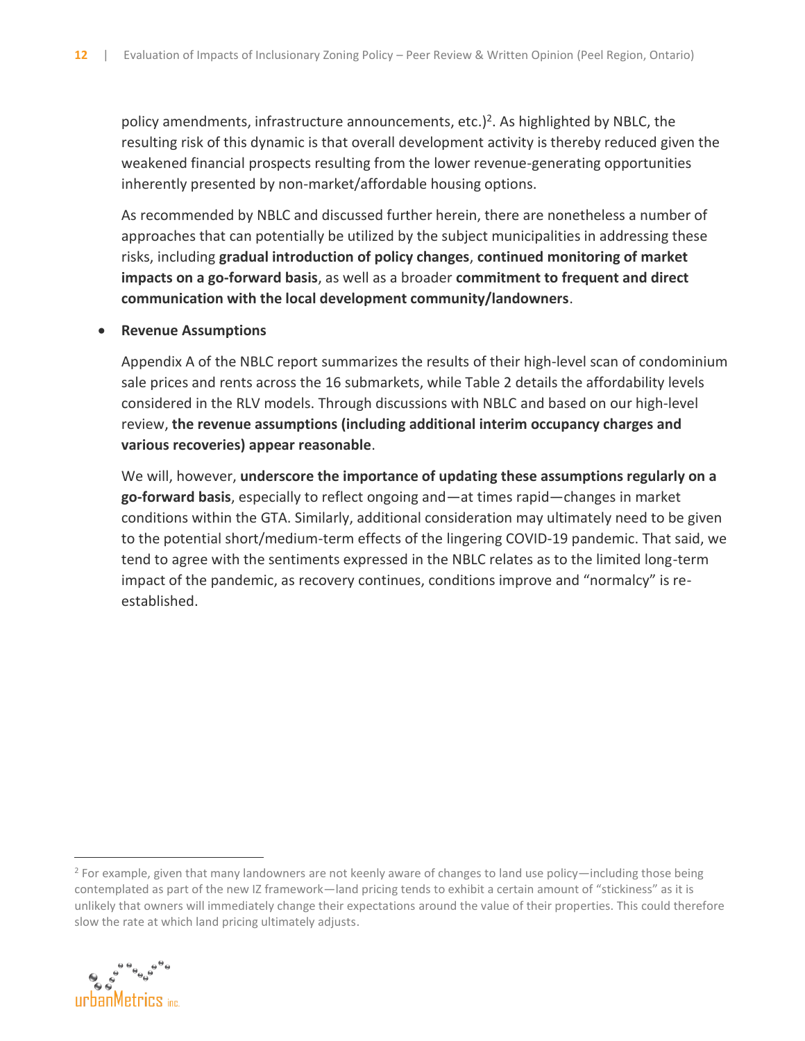policy amendments, infrastructure announcements, etc.)[2]. As highlighted by NBLC, the resulting risk of this dynamic is that overall development activity is thereby reduced given the weakened financial prospects resulting from the lower revenue-generating opportunities inherently presented by non-market/affordable housing options.

As recommended by NBLC and discussed further herein, there are nonetheless a number of approaches that can potentially be utilized by the subject municipalities in addressing these risks, including **gradual introduction of policy changes**, **continued monitoring of market impacts on a go-forward basis**, as well as a broader **commitment to frequent and direct communication with the local development community/landowners**.

- **Revenue Assumptions**

  Appendix A of the NBLC report summarizes the results of their high-level scan of condominium sale prices and rents across the 16 submarkets, while Table 2 details the affordability levels considered in the RLV models. Through discussions with NBLC and based on our high-level review, **the revenue assumptions (including additional interim occupancy charges and various recoveries) appear reasonable**.

  We will, however, **underscore the importance of updating these assumptions regularly on a go-forward basis**, especially to reflect ongoing and—at times rapid—changes in market conditions within the GTA. Similarly, additional consideration may ultimately need to be given to the potential short/medium-term effects of the lingering COVID-19 pandemic. That said, we tend to agree with the sentiments expressed in the NBLC relates as to the limited long-term impact of the pandemic, as recovery continues, conditions improve and "normalcy" is re-established.

[2] For example, given that many landowners are not keenly aware of changes to land use policy—including those being contemplated as part of the new IZ framework—land pricing tends to exhibit a certain amount of "stickiness" as it is unlikely that owners will immediately change their expectations around the value of their properties. This could therefore slow the rate at which land pricing ultimately adjusts.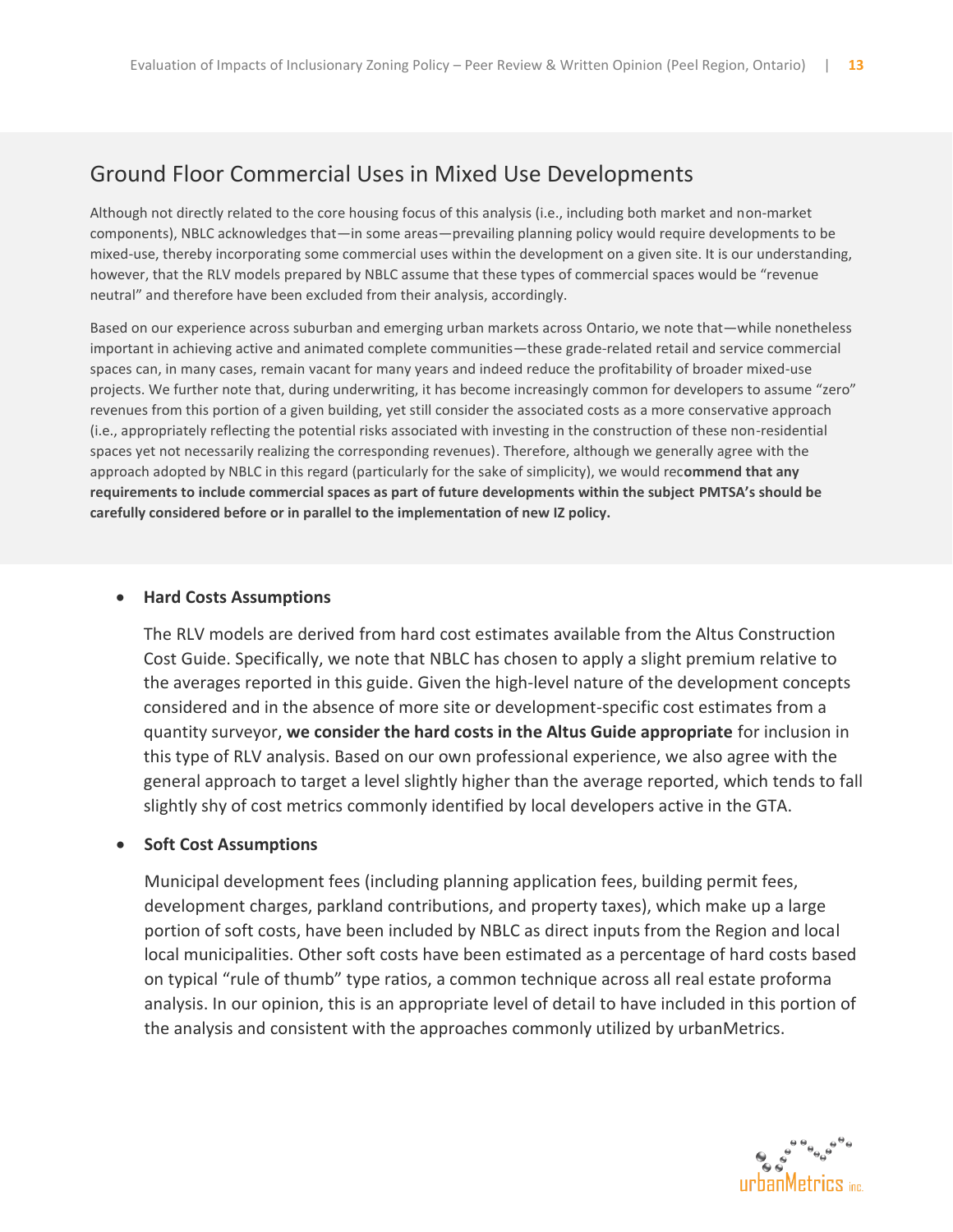## Ground Floor Commercial Uses in Mixed Use Developments

Although not directly related to the core housing focus of this analysis (i.e., including both market and non-market components), NBLC acknowledges that—in some areas—prevailing planning policy would require developments to be mixed-use, thereby incorporating some commercial uses within the development on a given site. It is our understanding, however, that the RLV models prepared by NBLC assume that these types of commercial spaces would be "revenue neutral" and therefore have been excluded from their analysis, accordingly.

Based on our experience across suburban and emerging urban markets across Ontario, we note that—while nonetheless important in achieving active and animated complete communities—these grade-related retail and service commercial spaces can, in many cases, remain vacant for many years and indeed reduce the profitability of broader mixed-use projects. We further note that, during underwriting, it has become increasingly common for developers to assume "zero" revenues from this portion of a given building, yet still consider the associated costs as a more conservative approach (i.e., appropriately reflecting the potential risks associated with investing in the construction of these non-residential spaces yet not necessarily realizing the corresponding revenues). Therefore, although we generally agree with the approach adopted by NBLC in this regard (particularly for the sake of simplicity), we would rec**ommend that any requirements to include commercial spaces as part of future developments within the subject PMTSA's should be carefully considered before or in parallel to the implementation of new IZ policy.**

- **Hard Costs Assumptions**

  The RLV models are derived from hard cost estimates available from the Altus Construction Cost Guide. Specifically, we note that NBLC has chosen to apply a slight premium relative to the averages reported in this guide. Given the high-level nature of the development concepts considered and in the absence of more site or development-specific cost estimates from a quantity surveyor, **we consider the hard costs in the Altus Guide appropriate** for inclusion in this type of RLV analysis. Based on our own professional experience, we also agree with the general approach to target a level slightly higher than the average reported, which tends to fall slightly shy of cost metrics commonly identified by local developers active in the GTA.

- **Soft Cost Assumptions**

  Municipal development fees (including planning application fees, building permit fees, development charges, parkland contributions, and property taxes), which make up a large portion of soft costs, have been included by NBLC as direct inputs from the Region and local local municipalities. Other soft costs have been estimated as a percentage of hard costs based on typical "rule of thumb" type ratios, a common technique across all real estate proforma analysis. In our opinion, this is an appropriate level of detail to have included in this portion of the analysis and consistent with the approaches commonly utilized by urbanMetrics.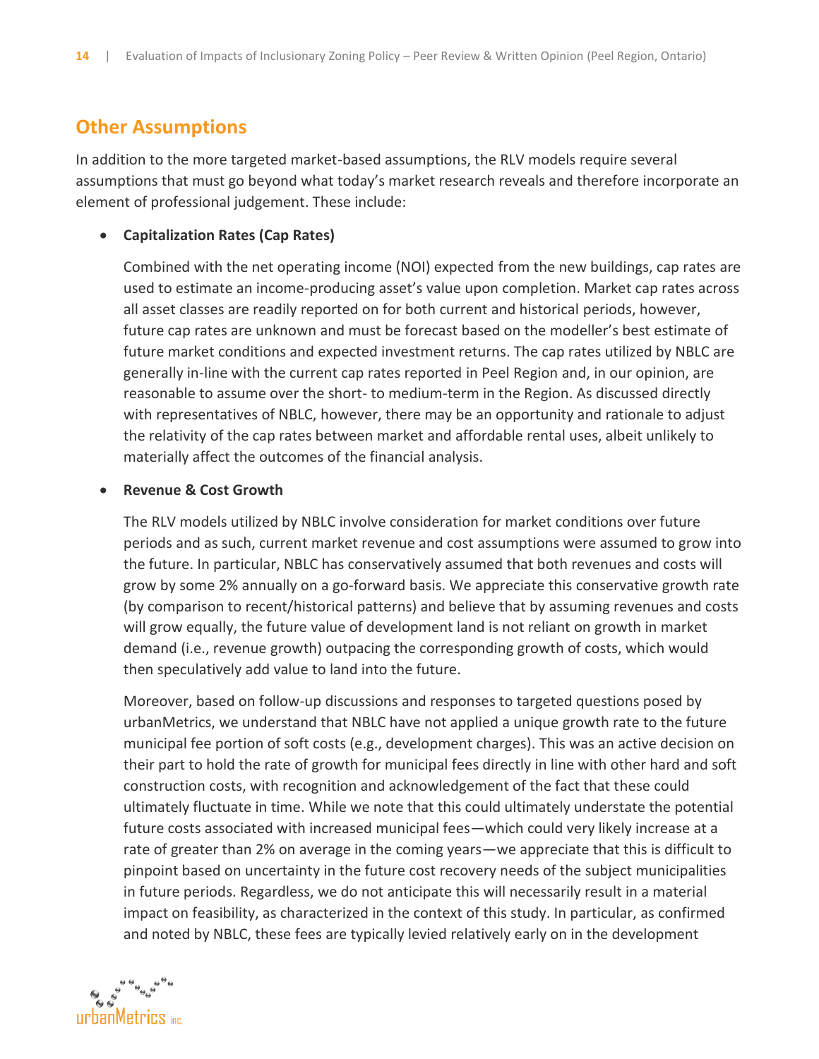## Other Assumptions

In addition to the more targeted market-based assumptions, the RLV models require several assumptions that must go beyond what today's market research reveals and therefore incorporate an element of professional judgement. These include:

- **Capitalization Rates (Cap Rates)**

  Combined with the net operating income (NOI) expected from the new buildings, cap rates are used to estimate an income-producing asset's value upon completion. Market cap rates across all asset classes are readily reported on for both current and historical periods, however, future cap rates are unknown and must be forecast based on the modeller's best estimate of future market conditions and expected investment returns. The cap rates utilized by NBLC are generally in-line with the current cap rates reported in Peel Region and, in our opinion, are reasonable to assume over the short- to medium-term in the Region. As discussed directly with representatives of NBLC, however, there may be an opportunity and rationale to adjust the relativity of the cap rates between market and affordable rental uses, albeit unlikely to materially affect the outcomes of the financial analysis.

- **Revenue & Cost Growth**

  The RLV models utilized by NBLC involve consideration for market conditions over future periods and as such, current market revenue and cost assumptions were assumed to grow into the future. In particular, NBLC has conservatively assumed that both revenues and costs will grow by some 2% annually on a go-forward basis. We appreciate this conservative growth rate (by comparison to recent/historical patterns) and believe that by assuming revenues and costs will grow equally, the future value of development land is not reliant on growth in market demand (i.e., revenue growth) outpacing the corresponding growth of costs, which would then speculatively add value to land into the future.

  Moreover, based on follow-up discussions and responses to targeted questions posed by urbanMetrics, we understand that NBLC have not applied a unique growth rate to the future municipal fee portion of soft costs (e.g., development charges). This was an active decision on their part to hold the rate of growth for municipal fees directly in line with other hard and soft construction costs, with recognition and acknowledgement of the fact that these could ultimately fluctuate in time. While we note that this could ultimately understate the potential future costs associated with increased municipal fees—which could very likely increase at a rate of greater than 2% on average in the coming years—we appreciate that this is difficult to pinpoint based on uncertainty in the future cost recovery needs of the subject municipalities in future periods. Regardless, we do not anticipate this will necessarily result in a material impact on feasibility, as characterized in the context of this study. In particular, as confirmed and noted by NBLC, these fees are typically levied relatively early on in the development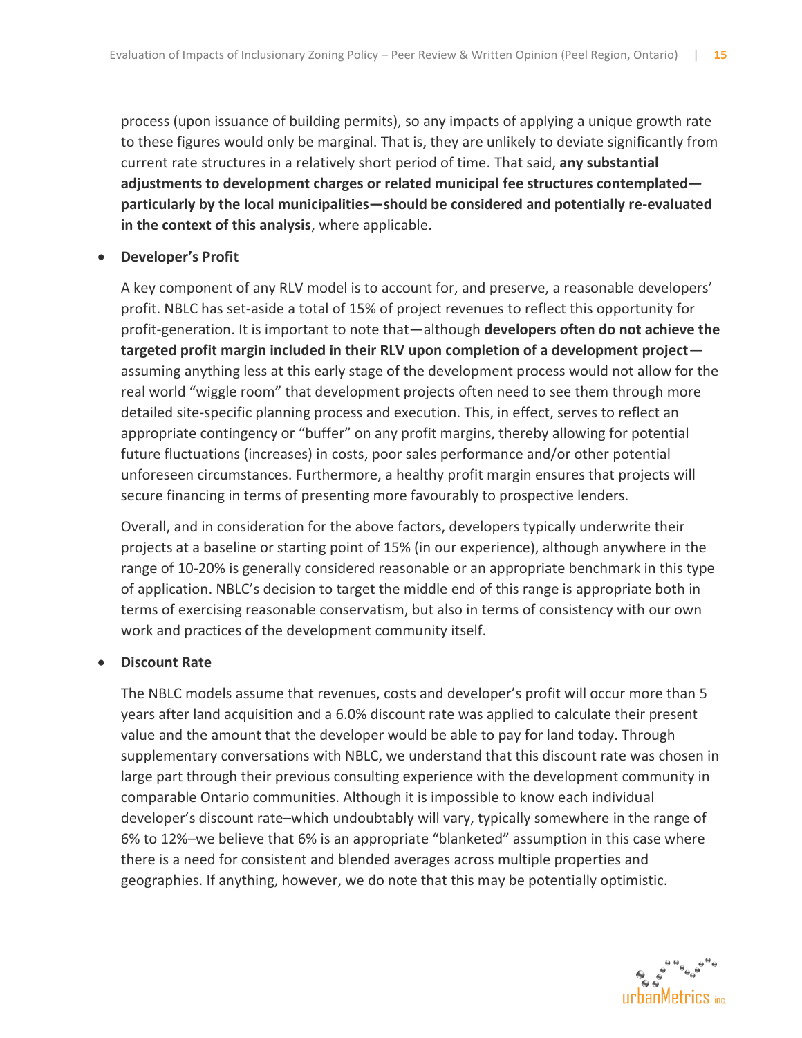process (upon issuance of building permits), so any impacts of applying a unique growth rate to these figures would only be marginal. That is, they are unlikely to deviate significantly from current rate structures in a relatively short period of time. That said, **any substantial adjustments to development charges or related municipal fee structures contemplated—particularly by the local municipalities—should be considered and potentially re-evaluated in the context of this analysis**, where applicable.

- **Developer's Profit**

  A key component of any RLV model is to account for, and preserve, a reasonable developers' profit. NBLC has set-aside a total of 15% of project revenues to reflect this opportunity for profit-generation. It is important to note that—although **developers often do not achieve the targeted profit margin included in their RLV upon completion of a development project**—assuming anything less at this early stage of the development process would not allow for the real world "wiggle room" that development projects often need to see them through more detailed site-specific planning process and execution. This, in effect, serves to reflect an appropriate contingency or "buffer" on any profit margins, thereby allowing for potential future fluctuations (increases) in costs, poor sales performance and/or other potential unforeseen circumstances. Furthermore, a healthy profit margin ensures that projects will secure financing in terms of presenting more favourably to prospective lenders.

  Overall, and in consideration for the above factors, developers typically underwrite their projects at a baseline or starting point of 15% (in our experience), although anywhere in the range of 10-20% is generally considered reasonable or an appropriate benchmark in this type of application. NBLC's decision to target the middle end of this range is appropriate both in terms of exercising reasonable conservatism, but also in terms of consistency with our own work and practices of the development community itself.

- **Discount Rate**

  The NBLC models assume that revenues, costs and developer's profit will occur more than 5 years after land acquisition and a 6.0% discount rate was applied to calculate their present value and the amount that the developer would be able to pay for land today. Through supplementary conversations with NBLC, we understand that this discount rate was chosen in large part through their previous consulting experience with the development community in comparable Ontario communities. Although it is impossible to know each individual developer's discount rate–which undoubtably will vary, typically somewhere in the range of 6% to 12%–we believe that 6% is an appropriate "blanketed" assumption in this case where there is a need for consistent and blended averages across multiple properties and geographies. If anything, however, we do note that this may be potentially optimistic.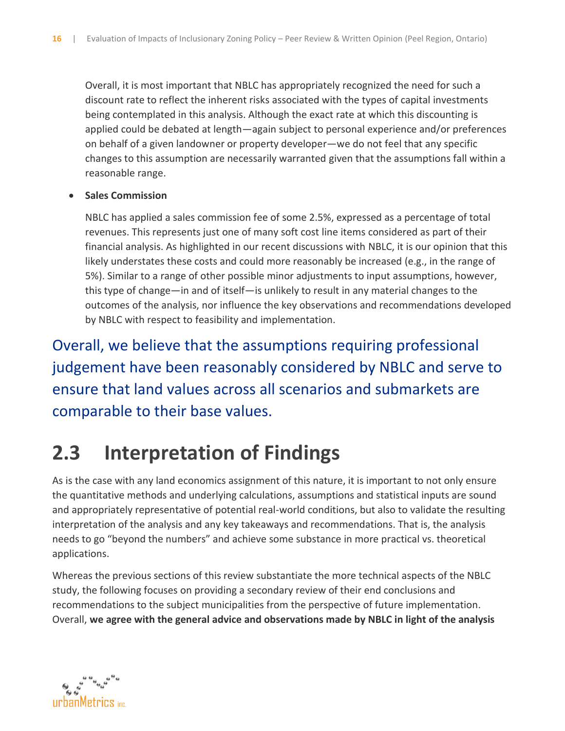Overall, it is most important that NBLC has appropriately recognized the need for such a discount rate to reflect the inherent risks associated with the types of capital investments being contemplated in this analysis. Although the exact rate at which this discounting is applied could be debated at length—again subject to personal experience and/or preferences on behalf of a given landowner or property developer—we do not feel that any specific changes to this assumption are necessarily warranted given that the assumptions fall within a reasonable range.

- **Sales Commission**

  NBLC has applied a sales commission fee of some 2.5%, expressed as a percentage of total revenues. This represents just one of many soft cost line items considered as part of their financial analysis. As highlighted in our recent discussions with NBLC, it is our opinion that this likely understates these costs and could more reasonably be increased (e.g., in the range of 5%). Similar to a range of other possible minor adjustments to input assumptions, however, this type of change—in and of itself—is unlikely to result in any material changes to the outcomes of the analysis, nor influence the key observations and recommendations developed by NBLC with respect to feasibility and implementation.

Overall, we believe that the assumptions requiring professional judgement have been reasonably considered by NBLC and serve to ensure that land values across all scenarios and submarkets are comparable to their base values.

## 2.3 Interpretation of Findings

As is the case with any land economics assignment of this nature, it is important to not only ensure the quantitative methods and underlying calculations, assumptions and statistical inputs are sound and appropriately representative of potential real-world conditions, but also to validate the resulting interpretation of the analysis and any key takeaways and recommendations. That is, the analysis needs to go "beyond the numbers" and achieve some substance in more practical vs. theoretical applications.

Whereas the previous sections of this review substantiate the more technical aspects of the NBLC study, the following focuses on providing a secondary review of their end conclusions and recommendations to the subject municipalities from the perspective of future implementation. Overall, **we agree with the general advice and observations made by NBLC in light of the analysis**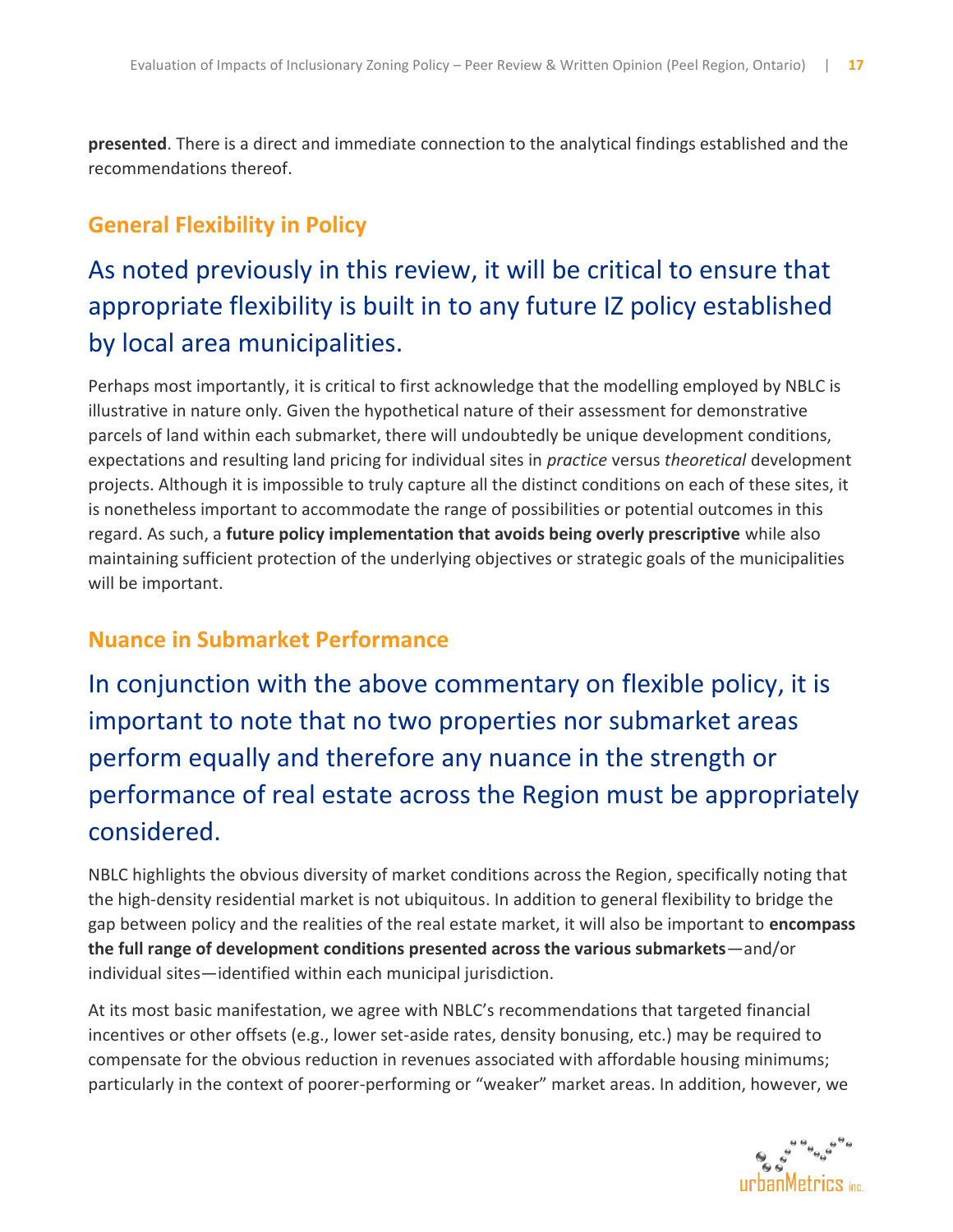**presented**. There is a direct and immediate connection to the analytical findings established and the recommendations thereof.

## General Flexibility in Policy

### As noted previously in this review, it will be critical to ensure that appropriate flexibility is built in to any future IZ policy established by local area municipalities.

Perhaps most importantly, it is critical to first acknowledge that the modelling employed by NBLC is illustrative in nature only. Given the hypothetical nature of their assessment for demonstrative parcels of land within each submarket, there will undoubtedly be unique development conditions, expectations and resulting land pricing for individual sites in *practice* versus *theoretical* development projects. Although it is impossible to truly capture all the distinct conditions on each of these sites, it is nonetheless important to accommodate the range of possibilities or potential outcomes in this regard. As such, a **future policy implementation that avoids being overly prescriptive** while also maintaining sufficient protection of the underlying objectives or strategic goals of the municipalities will be important.

## Nuance in Submarket Performance

### In conjunction with the above commentary on flexible policy, it is important to note that no two properties nor submarket areas perform equally and therefore any nuance in the strength or performance of real estate across the Region must be appropriately considered.

NBLC highlights the obvious diversity of market conditions across the Region, specifically noting that the high-density residential market is not ubiquitous. In addition to general flexibility to bridge the gap between policy and the realities of the real estate market, it will also be important to **encompass the full range of development conditions presented across the various submarkets**—and/or individual sites—identified within each municipal jurisdiction.

At its most basic manifestation, we agree with NBLC's recommendations that targeted financial incentives or other offsets (e.g., lower set-aside rates, density bonusing, etc.) may be required to compensate for the obvious reduction in revenues associated with affordable housing minimums; particularly in the context of poorer-performing or "weaker" market areas. In addition, however, we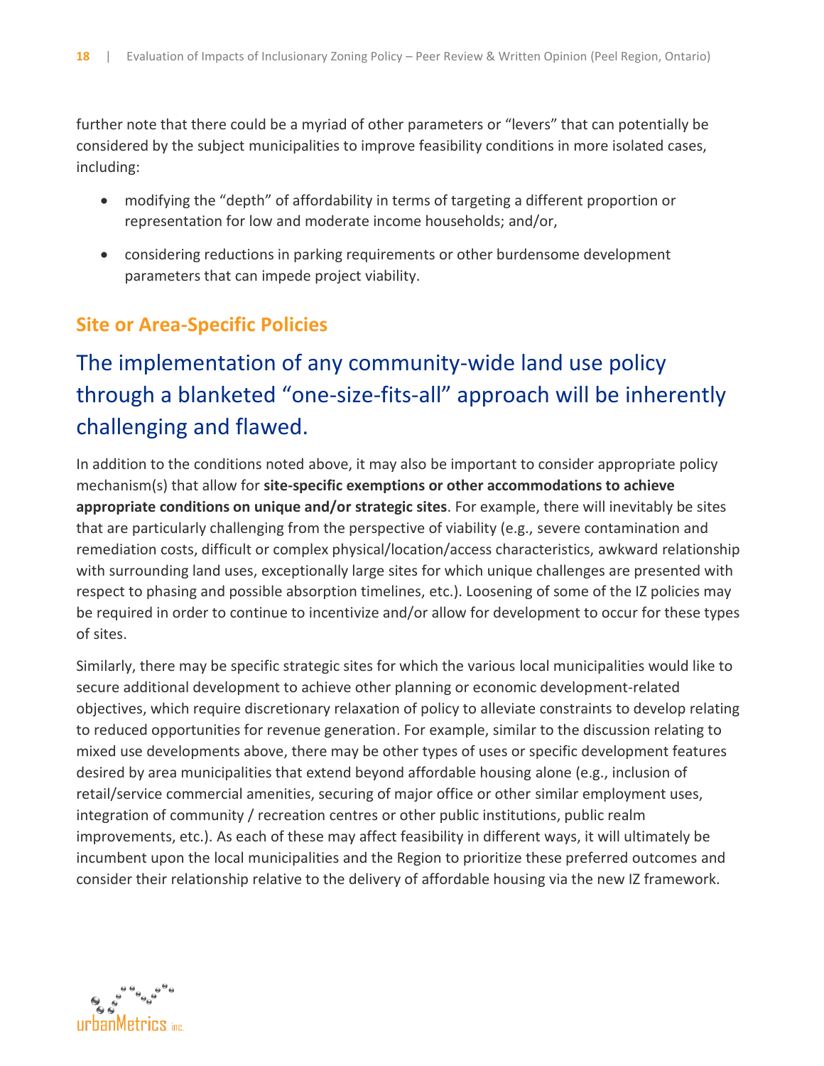further note that there could be a myriad of other parameters or "levers" that can potentially be considered by the subject municipalities to improve feasibility conditions in more isolated cases, including:

- modifying the "depth" of affordability in terms of targeting a different proportion or representation for low and moderate income households; and/or,
- considering reductions in parking requirements or other burdensome development parameters that can impede project viability.

## Site or Area-Specific Policies

### The implementation of any community-wide land use policy through a blanketed "one-size-fits-all" approach will be inherently challenging and flawed.

In addition to the conditions noted above, it may also be important to consider appropriate policy mechanism(s) that allow for **site-specific exemptions or other accommodations to achieve appropriate conditions on unique and/or strategic sites**. For example, there will inevitably be sites that are particularly challenging from the perspective of viability (e.g., severe contamination and remediation costs, difficult or complex physical/location/access characteristics, awkward relationship with surrounding land uses, exceptionally large sites for which unique challenges are presented with respect to phasing and possible absorption timelines, etc.). Loosening of some of the IZ policies may be required in order to continue to incentivize and/or allow for development to occur for these types of sites.

Similarly, there may be specific strategic sites for which the various local municipalities would like to secure additional development to achieve other planning or economic development-related objectives, which require discretionary relaxation of policy to alleviate constraints to develop relating to reduced opportunities for revenue generation. For example, similar to the discussion relating to mixed use developments above, there may be other types of uses or specific development features desired by area municipalities that extend beyond affordable housing alone (e.g., inclusion of retail/service commercial amenities, securing of major office or other similar employment uses, integration of community / recreation centres or other public institutions, public realm improvements, etc.). As each of these may affect feasibility in different ways, it will ultimately be incumbent upon the local municipalities and the Region to prioritize these preferred outcomes and consider their relationship relative to the delivery of affordable housing via the new IZ framework.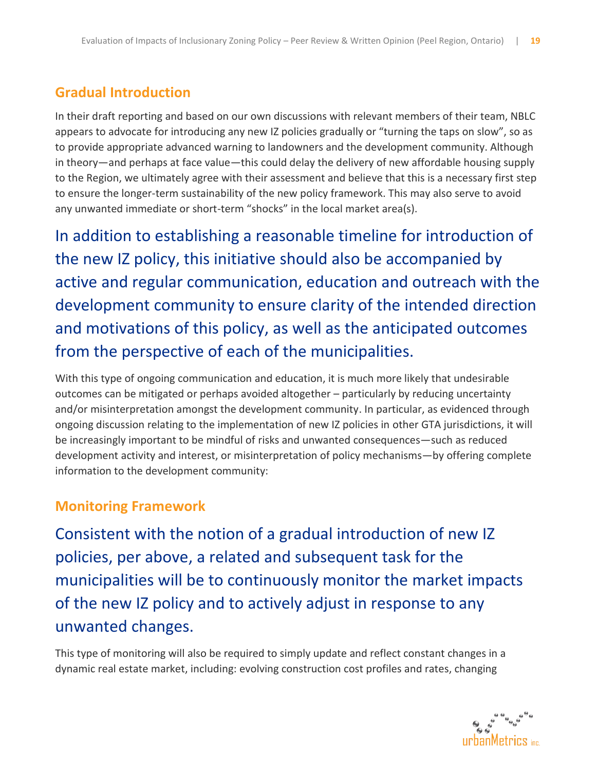## Gradual Introduction

In their draft reporting and based on our own discussions with relevant members of their team, NBLC appears to advocate for introducing any new IZ policies gradually or "turning the taps on slow", so as to provide appropriate advanced warning to landowners and the development community. Although in theory—and perhaps at face value—this could delay the delivery of new affordable housing supply to the Region, we ultimately agree with their assessment and believe that this is a necessary first step to ensure the longer-term sustainability of the new policy framework. This may also serve to avoid any unwanted immediate or short-term "shocks" in the local market area(s).

In addition to establishing a reasonable timeline for introduction of the new IZ policy, this initiative should also be accompanied by active and regular communication, education and outreach with the development community to ensure clarity of the intended direction and motivations of this policy, as well as the anticipated outcomes from the perspective of each of the municipalities.

With this type of ongoing communication and education, it is much more likely that undesirable outcomes can be mitigated or perhaps avoided altogether – particularly by reducing uncertainty and/or misinterpretation amongst the development community. In particular, as evidenced through ongoing discussion relating to the implementation of new IZ policies in other GTA jurisdictions, it will be increasingly important to be mindful of risks and unwanted consequences—such as reduced development activity and interest, or misinterpretation of policy mechanisms—by offering complete information to the development community:

## Monitoring Framework

Consistent with the notion of a gradual introduction of new IZ policies, per above, a related and subsequent task for the municipalities will be to continuously monitor the market impacts of the new IZ policy and to actively adjust in response to any unwanted changes.

This type of monitoring will also be required to simply update and reflect constant changes in a dynamic real estate market, including: evolving construction cost profiles and rates, changing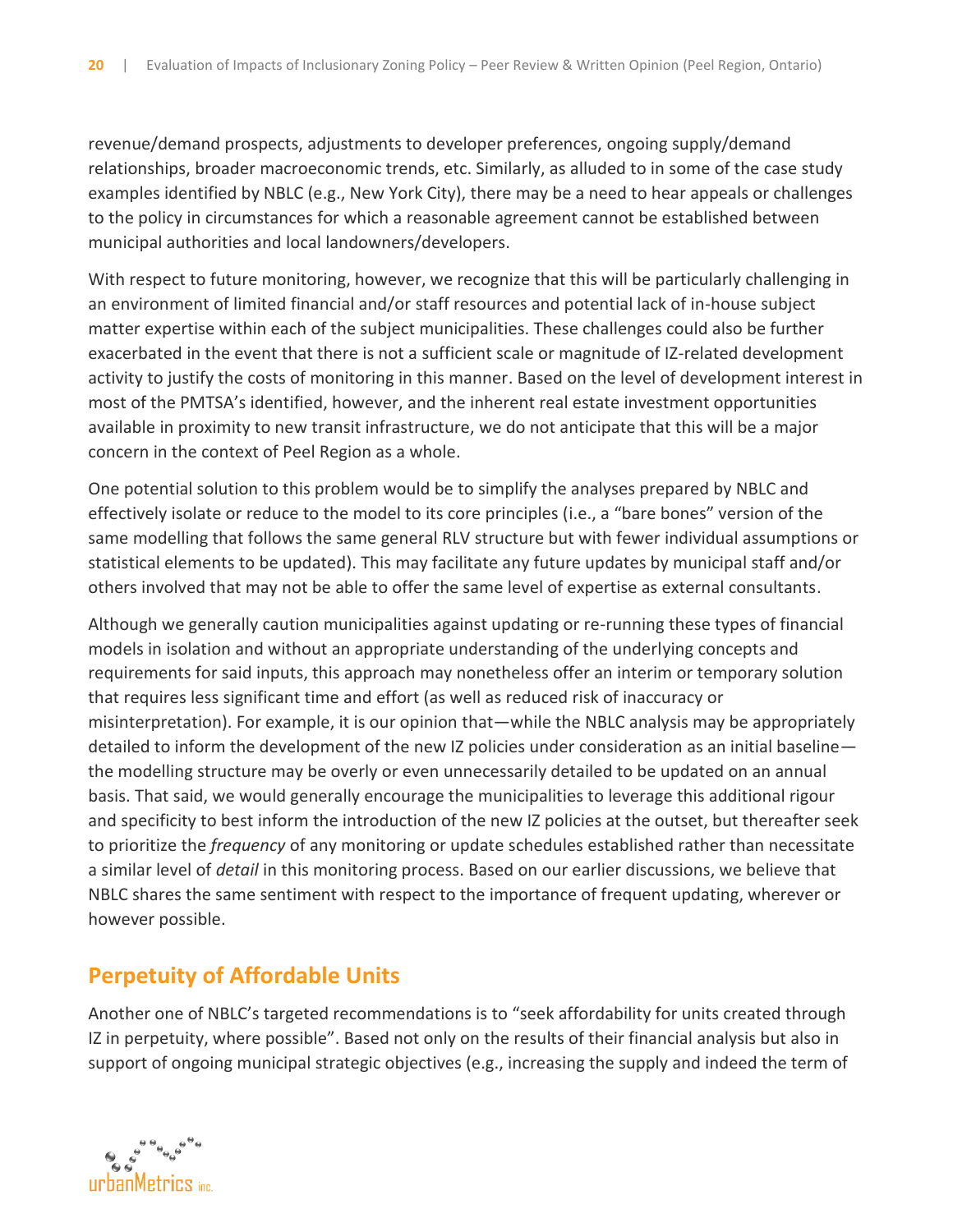revenue/demand prospects, adjustments to developer preferences, ongoing supply/demand relationships, broader macroeconomic trends, etc. Similarly, as alluded to in some of the case study examples identified by NBLC (e.g., New York City), there may be a need to hear appeals or challenges to the policy in circumstances for which a reasonable agreement cannot be established between municipal authorities and local landowners/developers.

With respect to future monitoring, however, we recognize that this will be particularly challenging in an environment of limited financial and/or staff resources and potential lack of in-house subject matter expertise within each of the subject municipalities. These challenges could also be further exacerbated in the event that there is not a sufficient scale or magnitude of IZ-related development activity to justify the costs of monitoring in this manner. Based on the level of development interest in most of the PMTSA's identified, however, and the inherent real estate investment opportunities available in proximity to new transit infrastructure, we do not anticipate that this will be a major concern in the context of Peel Region as a whole.

One potential solution to this problem would be to simplify the analyses prepared by NBLC and effectively isolate or reduce to the model to its core principles (i.e., a "bare bones" version of the same modelling that follows the same general RLV structure but with fewer individual assumptions or statistical elements to be updated). This may facilitate any future updates by municipal staff and/or others involved that may not be able to offer the same level of expertise as external consultants.

Although we generally caution municipalities against updating or re-running these types of financial models in isolation and without an appropriate understanding of the underlying concepts and requirements for said inputs, this approach may nonetheless offer an interim or temporary solution that requires less significant time and effort (as well as reduced risk of inaccuracy or misinterpretation). For example, it is our opinion that—while the NBLC analysis may be appropriately detailed to inform the development of the new IZ policies under consideration as an initial baseline—the modelling structure may be overly or even unnecessarily detailed to be updated on an annual basis. That said, we would generally encourage the municipalities to leverage this additional rigour and specificity to best inform the introduction of the new IZ policies at the outset, but thereafter seek to prioritize the *frequency* of any monitoring or update schedules established rather than necessitate a similar level of *detail* in this monitoring process. Based on our earlier discussions, we believe that NBLC shares the same sentiment with respect to the importance of frequent updating, wherever or however possible.

## Perpetuity of Affordable Units

Another one of NBLC's targeted recommendations is to "seek affordability for units created through IZ in perpetuity, where possible". Based not only on the results of their financial analysis but also in support of ongoing municipal strategic objectives (e.g., increasing the supply and indeed the term of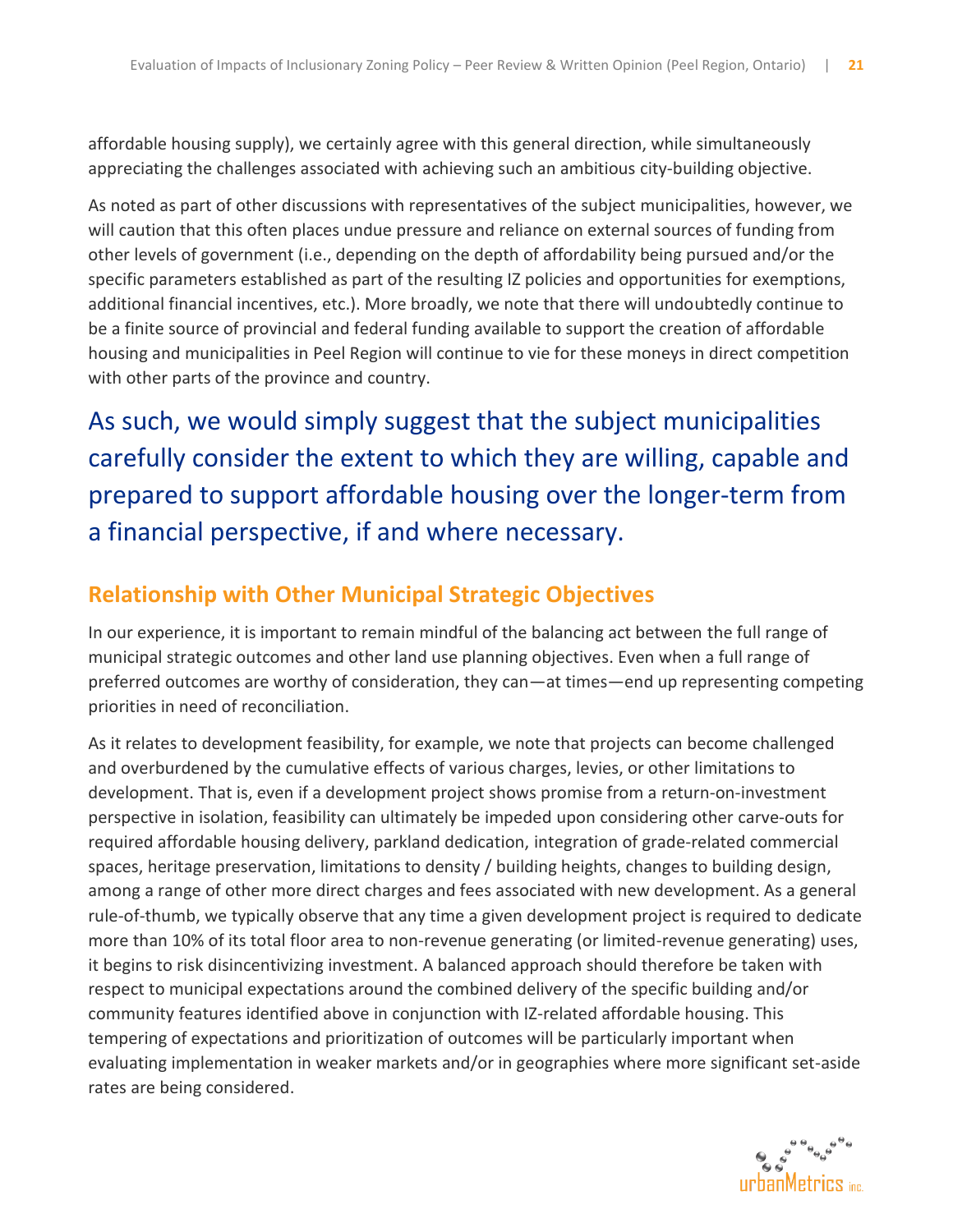affordable housing supply), we certainly agree with this general direction, while simultaneously appreciating the challenges associated with achieving such an ambitious city-building objective.

As noted as part of other discussions with representatives of the subject municipalities, however, we will caution that this often places undue pressure and reliance on external sources of funding from other levels of government (i.e., depending on the depth of affordability being pursued and/or the specific parameters established as part of the resulting IZ policies and opportunities for exemptions, additional financial incentives, etc.). More broadly, we note that there will undoubtedly continue to be a finite source of provincial and federal funding available to support the creation of affordable housing and municipalities in Peel Region will continue to vie for these moneys in direct competition with other parts of the province and country.

As such, we would simply suggest that the subject municipalities carefully consider the extent to which they are willing, capable and prepared to support affordable housing over the longer-term from a financial perspective, if and where necessary.

## Relationship with Other Municipal Strategic Objectives

In our experience, it is important to remain mindful of the balancing act between the full range of municipal strategic outcomes and other land use planning objectives. Even when a full range of preferred outcomes are worthy of consideration, they can—at times—end up representing competing priorities in need of reconciliation.

As it relates to development feasibility, for example, we note that projects can become challenged and overburdened by the cumulative effects of various charges, levies, or other limitations to development. That is, even if a development project shows promise from a return-on-investment perspective in isolation, feasibility can ultimately be impeded upon considering other carve-outs for required affordable housing delivery, parkland dedication, integration of grade-related commercial spaces, heritage preservation, limitations to density / building heights, changes to building design, among a range of other more direct charges and fees associated with new development. As a general rule-of-thumb, we typically observe that any time a given development project is required to dedicate more than 10% of its total floor area to non-revenue generating (or limited-revenue generating) uses, it begins to risk disincentivizing investment. A balanced approach should therefore be taken with respect to municipal expectations around the combined delivery of the specific building and/or community features identified above in conjunction with IZ-related affordable housing. This tempering of expectations and prioritization of outcomes will be particularly important when evaluating implementation in weaker markets and/or in geographies where more significant set-aside rates are being considered.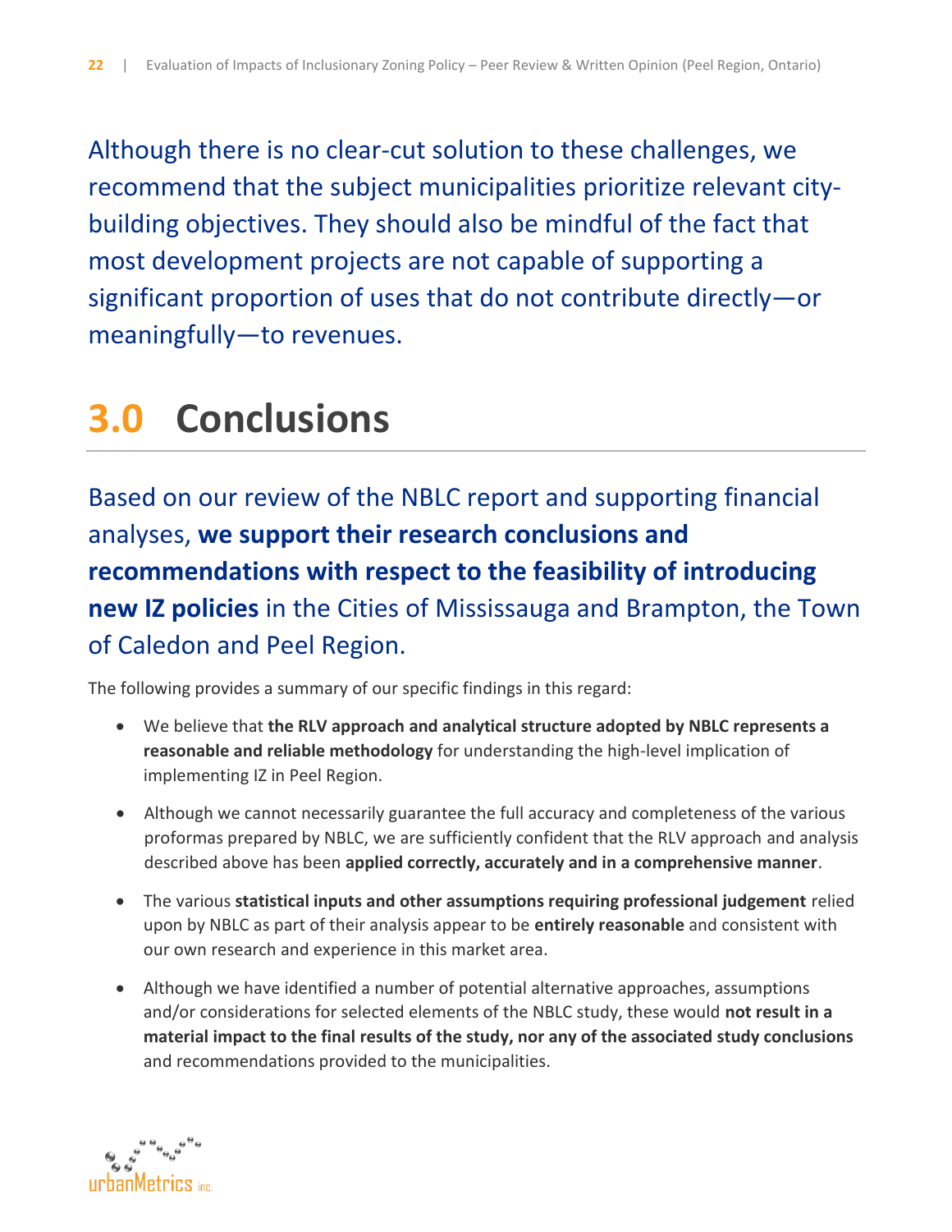Although there is no clear-cut solution to these challenges, we recommend that the subject municipalities prioritize relevant city-building objectives. They should also be mindful of the fact that most development projects are not capable of supporting a significant proportion of uses that do not contribute directly—or meaningfully—to revenues.

# 3.0 Conclusions

Based on our review of the NBLC report and supporting financial analyses, **we support their research conclusions and recommendations with respect to the feasibility of introducing new IZ policies** in the Cities of Mississauga and Brampton, the Town of Caledon and Peel Region.

The following provides a summary of our specific findings in this regard:

- We believe that **the RLV approach and analytical structure adopted by NBLC represents a reasonable and reliable methodology** for understanding the high-level implication of implementing IZ in Peel Region.
- Although we cannot necessarily guarantee the full accuracy and completeness of the various proformas prepared by NBLC, we are sufficiently confident that the RLV approach and analysis described above has been **applied correctly, accurately and in a comprehensive manner**.
- The various **statistical inputs and other assumptions requiring professional judgement** relied upon by NBLC as part of their analysis appear to be **entirely reasonable** and consistent with our own research and experience in this market area.
- Although we have identified a number of potential alternative approaches, assumptions and/or considerations for selected elements of the NBLC study, these would **not result in a material impact to the final results of the study, nor any of the associated study conclusions** and recommendations provided to the municipalities.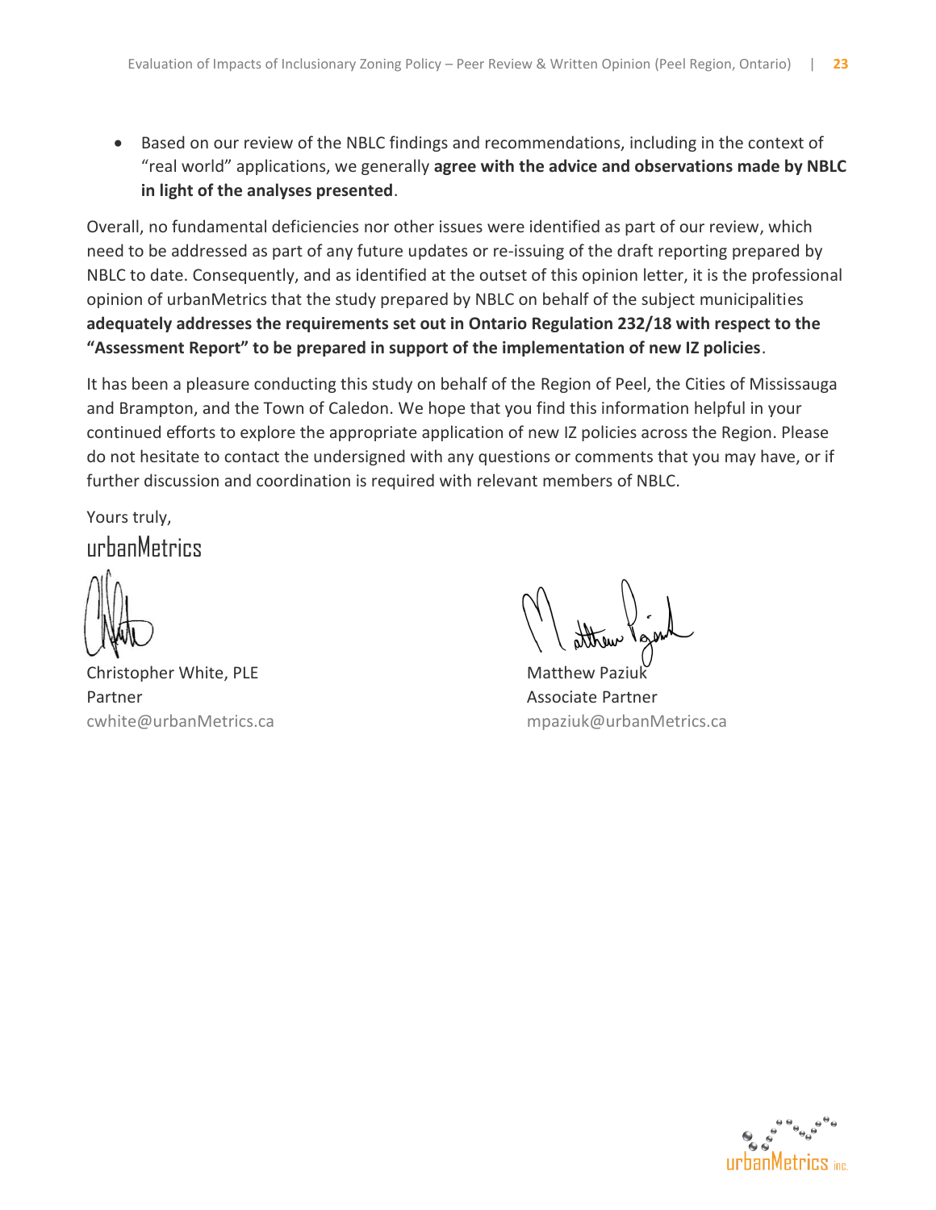- Based on our review of the NBLC findings and recommendations, including in the context of "real world" applications, we generally **agree with the advice and observations made by NBLC in light of the analyses presented**.

Overall, no fundamental deficiencies nor other issues were identified as part of our review, which need to be addressed as part of any future updates or re-issuing of the draft reporting prepared by NBLC to date. Consequently, and as identified at the outset of this opinion letter, it is the professional opinion of urbanMetrics that the study prepared by NBLC on behalf of the subject municipalities **adequately addresses the requirements set out in Ontario Regulation 232/18 with respect to the "Assessment Report" to be prepared in support of the implementation of new IZ policies**.

It has been a pleasure conducting this study on behalf of the Region of Peel, the Cities of Mississauga and Brampton, and the Town of Caledon. We hope that you find this information helpful in your continued efforts to explore the appropriate application of new IZ policies across the Region. Please do not hesitate to contact the undersigned with any questions or comments that you may have, or if further discussion and coordination is required with relevant members of NBLC.

Yours truly,

urbanMetrics

Christopher White, PLE
Partner
cwhite@urbanMetrics.ca

Matthew Paziuk
Associate Partner
mpaziuk@urbanMetrics.ca